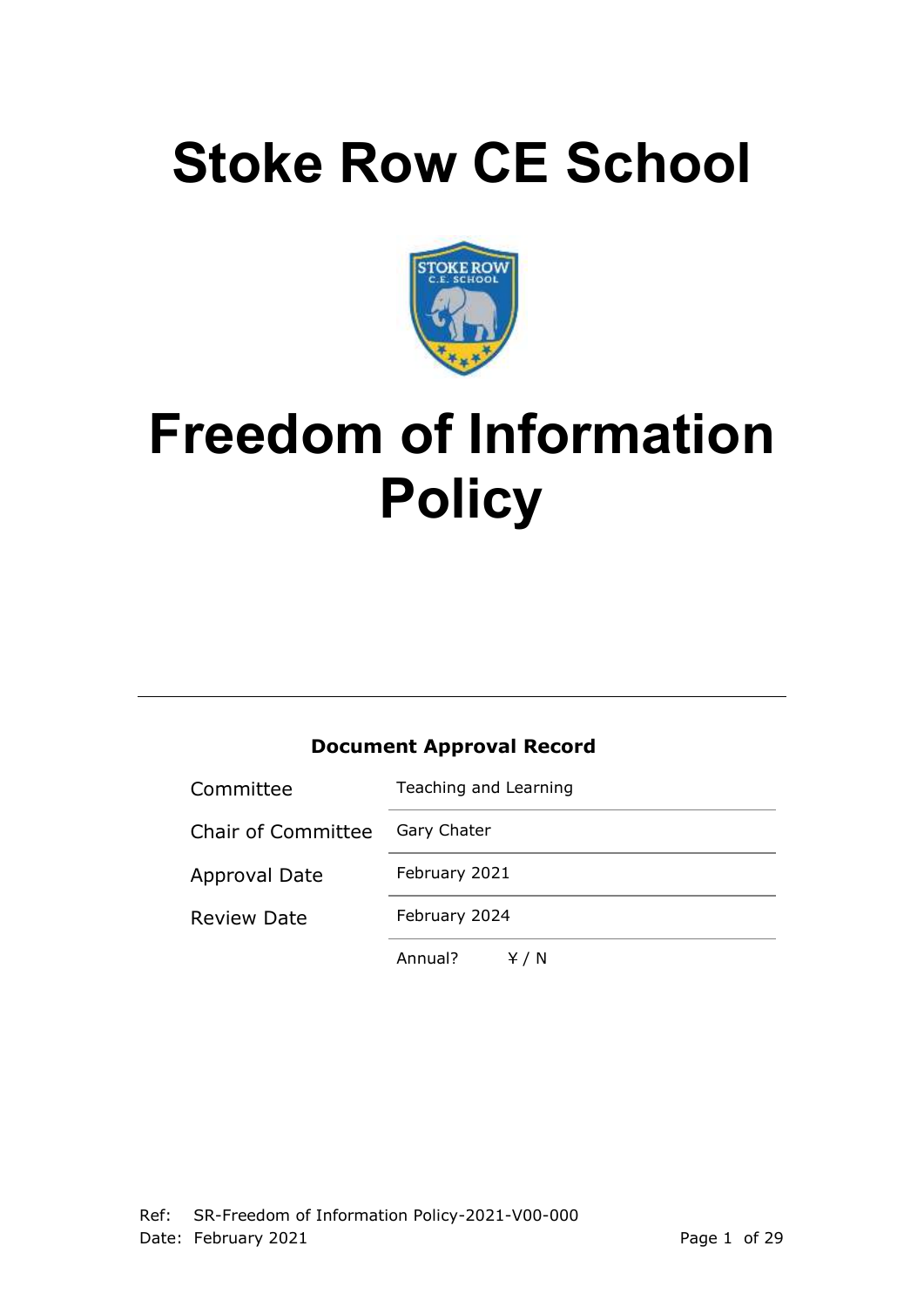# Stoke Row CE School

# Freedom of Information Policy

**Document Approval Record**

| Committee | Teaching and Learning |
|---|---|
| Chair of Committee | Gary Chater |
| Approval Date | February 2021 |
| Review Date | February 2024 |
| | Annual? ¥ / N |

Ref: SR-Freedom of Information Policy-2021-V00-000
Date: February 2021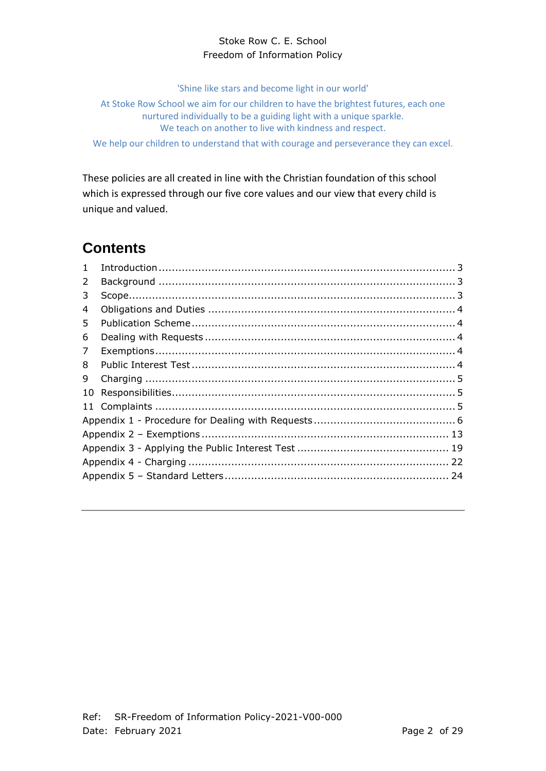'Shine like stars and become light in our world'

At Stoke Row School we aim for our children to have the brightest futures, each one nurtured individually to be a guiding light with a unique sparkle.
We teach on another to live with kindness and respect.

We help our children to understand that with courage and perseverance they can excel.

These policies are all created in line with the Christian foundation of this school which is expressed through our five core values and our view that every child is unique and valued.

## Contents

1 Introduction ........................................................................................ 3
2 Background ........................................................................................ 3
3 Scope.................................................................................................. 3
4 Obligations and Duties ......................................................................... 4
5 Publication Scheme .............................................................................. 4
6 Dealing with Requests .......................................................................... 4
7 Exemptions.......................................................................................... 4
8 Public Interest Test ............................................................................... 4
9 Charging ............................................................................................. 5
10 Responsibilities.................................................................................... 5
11 Complaints .......................................................................................... 5
Appendix 1 - Procedure for Dealing with Requests .......................................... 6
Appendix 2 – Exemptions ......................................................................... 13
Appendix 3 - Applying the Public Interest Test ............................................. 19
Appendix 4 - Charging ............................................................................. 22
Appendix 5 – Standard Letters .................................................................. 24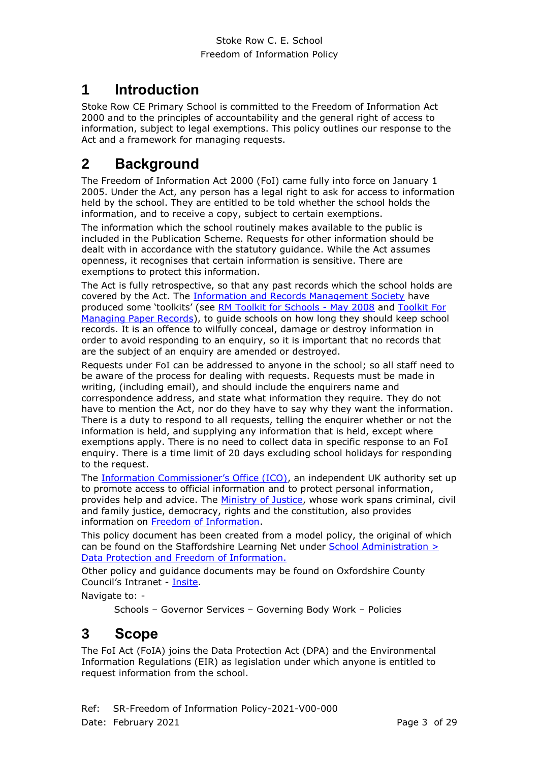# 1 Introduction

Stoke Row CE Primary School is committed to the Freedom of Information Act 2000 and to the principles of accountability and the general right of access to information, subject to legal exemptions. This policy outlines our response to the Act and a framework for managing requests.

# 2 Background

The Freedom of Information Act 2000 (FoI) came fully into force on January 1 2005. Under the Act, any person has a legal right to ask for access to information held by the school. They are entitled to be told whether the school holds the information, and to receive a copy, subject to certain exemptions.

The information which the school routinely makes available to the public is included in the Publication Scheme. Requests for other information should be dealt with in accordance with the statutory guidance. While the Act assumes openness, it recognises that certain information is sensitive. There are exemptions to protect this information.

The Act is fully retrospective, so that any past records which the school holds are covered by the Act. The Information and Records Management Society have produced some 'toolkits' (see RM Toolkit for Schools - May 2008 and Toolkit For Managing Paper Records), to guide schools on how long they should keep school records. It is an offence to wilfully conceal, damage or destroy information in order to avoid responding to an enquiry, so it is important that no records that are the subject of an enquiry are amended or destroyed.

Requests under FoI can be addressed to anyone in the school; so all staff need to be aware of the process for dealing with requests. Requests must be made in writing, (including email), and should include the enquirers name and correspondence address, and state what information they require. They do not have to mention the Act, nor do they have to say why they want the information. There is a duty to respond to all requests, telling the enquirer whether or not the information is held, and supplying any information that is held, except where exemptions apply. There is no need to collect data in specific response to an FoI enquiry. There is a time limit of 20 days excluding school holidays for responding to the request.

The Information Commissioner's Office (ICO), an independent UK authority set up to promote access to official information and to protect personal information, provides help and advice. The Ministry of Justice, whose work spans criminal, civil and family justice, democracy, rights and the constitution, also provides information on Freedom of Information.

This policy document has been created from a model policy, the original of which can be found on the Staffordshire Learning Net under School Administration > Data Protection and Freedom of Information.

Other policy and guidance documents may be found on Oxfordshire County Council's Intranet - Insite.

Navigate to: -

Schools – Governor Services – Governing Body Work – Policies

# 3 Scope

The FoI Act (FoIA) joins the Data Protection Act (DPA) and the Environmental Information Regulations (EIR) as legislation under which anyone is entitled to request information from the school.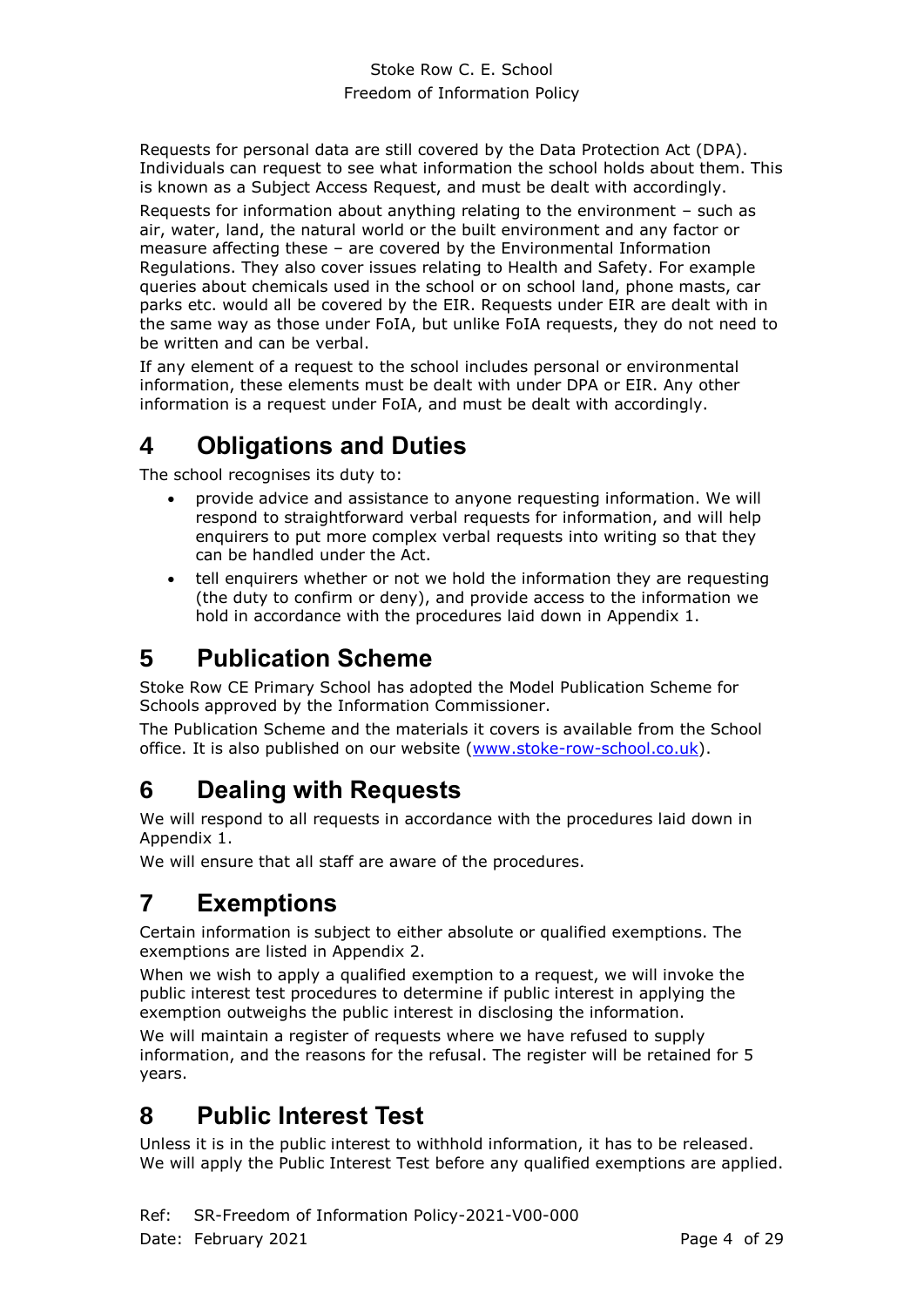Requests for personal data are still covered by the Data Protection Act (DPA). Individuals can request to see what information the school holds about them. This is known as a Subject Access Request, and must be dealt with accordingly.

Requests for information about anything relating to the environment – such as air, water, land, the natural world or the built environment and any factor or measure affecting these – are covered by the Environmental Information Regulations. They also cover issues relating to Health and Safety. For example queries about chemicals used in the school or on school land, phone masts, car parks etc. would all be covered by the EIR. Requests under EIR are dealt with in the same way as those under FoIA, but unlike FoIA requests, they do not need to be written and can be verbal.

If any element of a request to the school includes personal or environmental information, these elements must be dealt with under DPA or EIR. Any other information is a request under FoIA, and must be dealt with accordingly.

# 4 Obligations and Duties

The school recognises its duty to:

- provide advice and assistance to anyone requesting information. We will respond to straightforward verbal requests for information, and will help enquirers to put more complex verbal requests into writing so that they can be handled under the Act.
- tell enquirers whether or not we hold the information they are requesting (the duty to confirm or deny), and provide access to the information we hold in accordance with the procedures laid down in Appendix 1.

# 5 Publication Scheme

Stoke Row CE Primary School has adopted the Model Publication Scheme for Schools approved by the Information Commissioner.

The Publication Scheme and the materials it covers is available from the School office. It is also published on our website (www.stoke-row-school.co.uk).

# 6 Dealing with Requests

We will respond to all requests in accordance with the procedures laid down in Appendix 1.

We will ensure that all staff are aware of the procedures.

# 7 Exemptions

Certain information is subject to either absolute or qualified exemptions. The exemptions are listed in Appendix 2.

When we wish to apply a qualified exemption to a request, we will invoke the public interest test procedures to determine if public interest in applying the exemption outweighs the public interest in disclosing the information.

We will maintain a register of requests where we have refused to supply information, and the reasons for the refusal. The register will be retained for 5 years.

# 8 Public Interest Test

Unless it is in the public interest to withhold information, it has to be released. We will apply the Public Interest Test before any qualified exemptions are applied.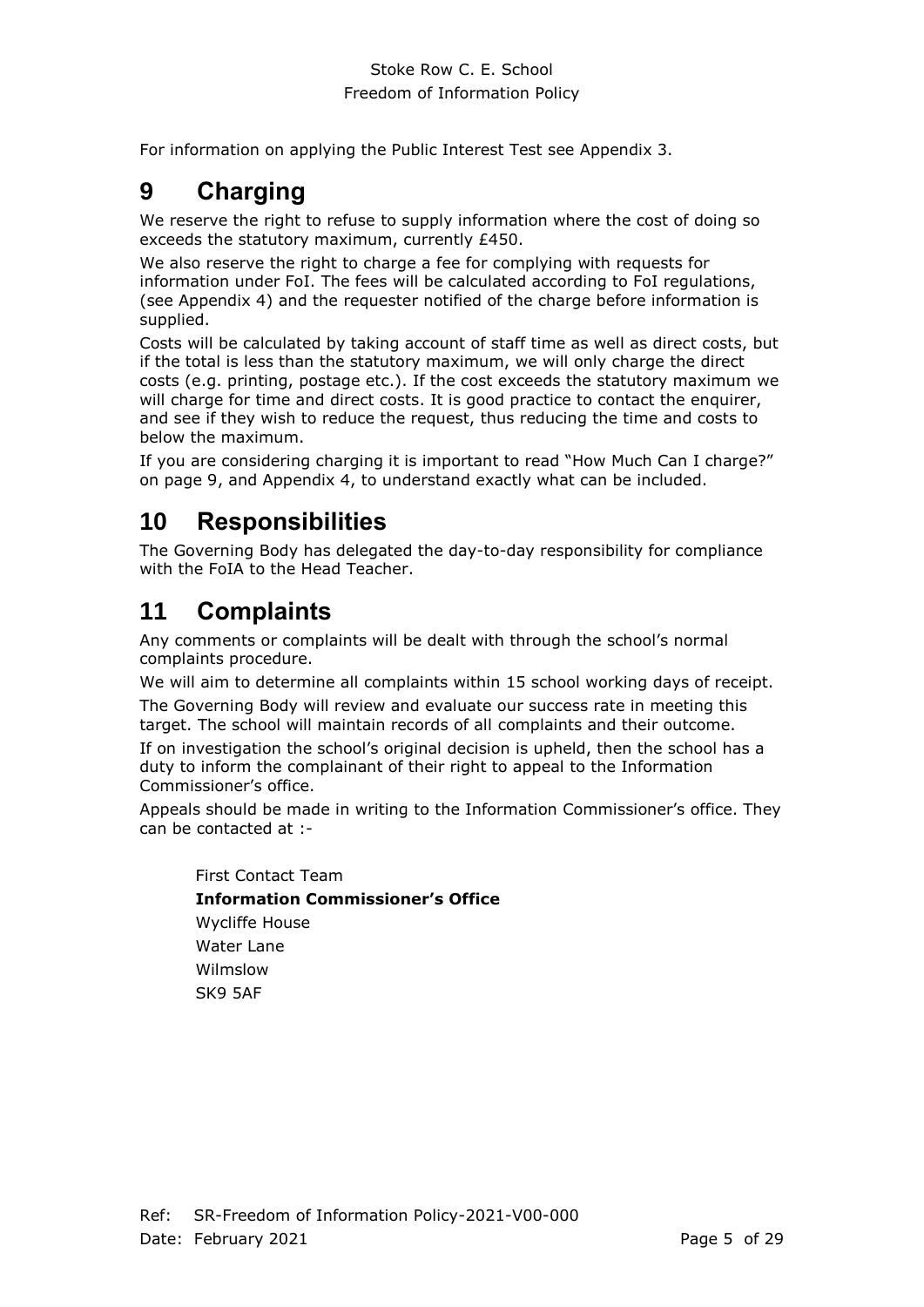For information on applying the Public Interest Test see Appendix 3.

# 9 Charging

We reserve the right to refuse to supply information where the cost of doing so exceeds the statutory maximum, currently £450.

We also reserve the right to charge a fee for complying with requests for information under FoI. The fees will be calculated according to FoI regulations, (see Appendix 4) and the requester notified of the charge before information is supplied.

Costs will be calculated by taking account of staff time as well as direct costs, but if the total is less than the statutory maximum, we will only charge the direct costs (e.g. printing, postage etc.). If the cost exceeds the statutory maximum we will charge for time and direct costs. It is good practice to contact the enquirer, and see if they wish to reduce the request, thus reducing the time and costs to below the maximum.

If you are considering charging it is important to read "How Much Can I charge?" on page 9, and Appendix 4, to understand exactly what can be included.

# 10 Responsibilities

The Governing Body has delegated the day-to-day responsibility for compliance with the FoIA to the Head Teacher.

# 11 Complaints

Any comments or complaints will be dealt with through the school's normal complaints procedure.

We will aim to determine all complaints within 15 school working days of receipt.

The Governing Body will review and evaluate our success rate in meeting this target. The school will maintain records of all complaints and their outcome.

If on investigation the school's original decision is upheld, then the school has a duty to inform the complainant of their right to appeal to the Information Commissioner's office.

Appeals should be made in writing to the Information Commissioner's office. They can be contacted at :-

First Contact Team
**Information Commissioner's Office**
Wycliffe House
Water Lane
Wilmslow
SK9 5AF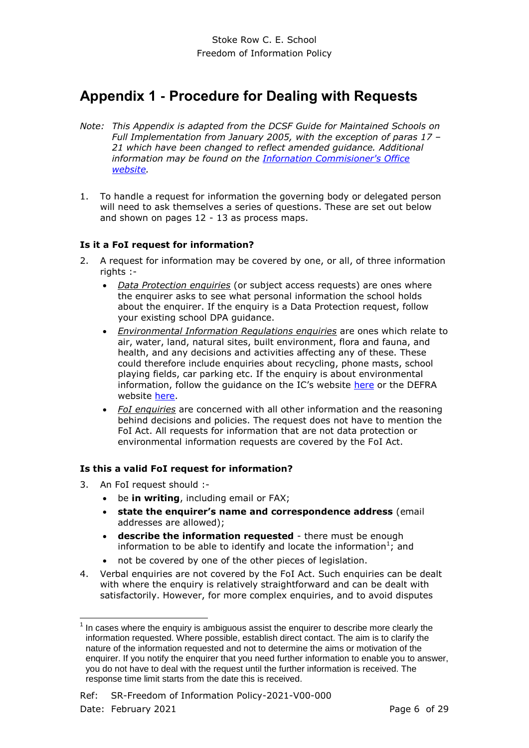# Appendix 1 - Procedure for Dealing with Requests

*Note: This Appendix is adapted from the DCSF Guide for Maintained Schools on Full Implementation from January 2005, with the exception of paras 17 – 21 which have been changed to reflect amended guidance. Additional information may be found on the [Infornation Commisioner's Office website](#).*

1. To handle a request for information the governing body or delegated person will need to ask themselves a series of questions. These are set out below and shown on pages 12 - 13 as process maps.

### Is it a FoI request for information?

2. A request for information may be covered by one, or all, of three information rights :-
   - *Data Protection enquiries* (or subject access requests) are ones where the enquirer asks to see what personal information the school holds about the enquirer. If the enquiry is a Data Protection request, follow your existing school DPA guidance.
   - *Environmental Information Regulations enquiries* are ones which relate to air, water, land, natural sites, built environment, flora and fauna, and health, and any decisions and activities affecting any of these. These could therefore include enquiries about recycling, phone masts, school playing fields, car parking etc. If the enquiry is about environmental information, follow the guidance on the IC's website here or the DEFRA website here.
   - *FoI enquiries* are concerned with all other information and the reasoning behind decisions and policies. The request does not have to mention the FoI Act. All requests for information that are not data protection or environmental information requests are covered by the FoI Act.

### Is this a valid FoI request for information?

3. An FoI request should :-
   - be **in writing**, including email or FAX;
   - **state the enquirer's name and correspondence address** (email addresses are allowed);
   - **describe the information requested** - there must be enough information to be able to identify and locate the information[1]; and
   - not be covered by one of the other pieces of legislation.
4. Verbal enquiries are not covered by the FoI Act. Such enquiries can be dealt with where the enquiry is relatively straightforward and can be dealt with satisfactorily. However, for more complex enquiries, and to avoid disputes

[1] In cases where the enquiry is ambiguous assist the enquirer to describe more clearly the information requested. Where possible, establish direct contact. The aim is to clarify the nature of the information requested and not to determine the aims or motivation of the enquirer. If you notify the enquirer that you need further information to enable you to answer, you do not have to deal with the request until the further information is received. The response time limit starts from the date this is received.

Ref: SR-Freedom of Information Policy-2021-V00-000
Date: February 2021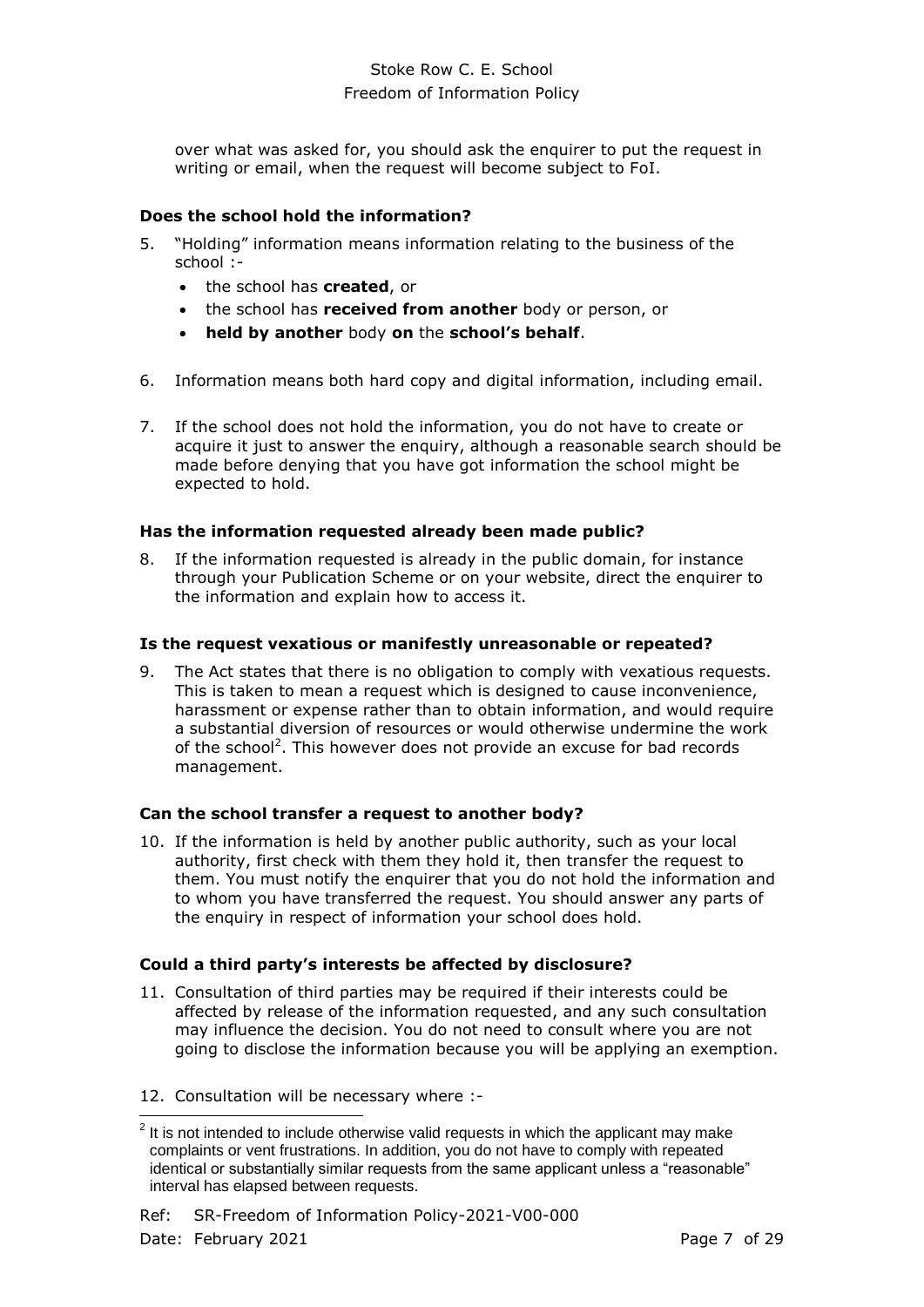over what was asked for, you should ask the enquirer to put the request in writing or email, when the request will become subject to FoI.

**Does the school hold the information?**

5. "Holding" information means information relating to the business of the school :-
   - the school has **created**, or
   - the school has **received from another** body or person, or
   - **held by another** body **on** the **school's behalf**.

6. Information means both hard copy and digital information, including email.

7. If the school does not hold the information, you do not have to create or acquire it just to answer the enquiry, although a reasonable search should be made before denying that you have got information the school might be expected to hold.

**Has the information requested already been made public?**

8. If the information requested is already in the public domain, for instance through your Publication Scheme or on your website, direct the enquirer to the information and explain how to access it.

**Is the request vexatious or manifestly unreasonable or repeated?**

9. The Act states that there is no obligation to comply with vexatious requests. This is taken to mean a request which is designed to cause inconvenience, harassment or expense rather than to obtain information, and would require a substantial diversion of resources or would otherwise undermine the work of the school[2]. This however does not provide an excuse for bad records management.

**Can the school transfer a request to another body?**

10. If the information is held by another public authority, such as your local authority, first check with them they hold it, then transfer the request to them. You must notify the enquirer that you do not hold the information and to whom you have transferred the request. You should answer any parts of the enquiry in respect of information your school does hold.

**Could a third party's interests be affected by disclosure?**

11. Consultation of third parties may be required if their interests could be affected by release of the information requested, and any such consultation may influence the decision. You do not need to consult where you are not going to disclose the information because you will be applying an exemption.

12. Consultation will be necessary where :-

[2] It is not intended to include otherwise valid requests in which the applicant may make complaints or vent frustrations. In addition, you do not have to comply with repeated identical or substantially similar requests from the same applicant unless a "reasonable" interval has elapsed between requests.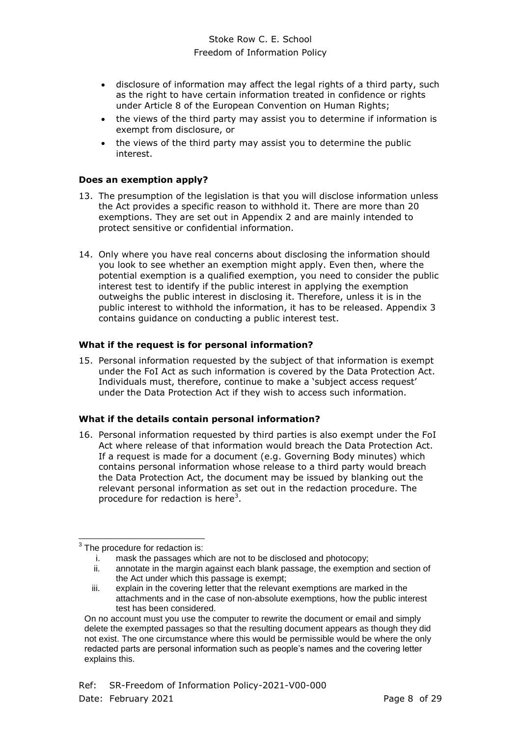- disclosure of information may affect the legal rights of a third party, such as the right to have certain information treated in confidence or rights under Article 8 of the European Convention on Human Rights;
- the views of the third party may assist you to determine if information is exempt from disclosure, or
- the views of the third party may assist you to determine the public interest.

**Does an exemption apply?**

13. The presumption of the legislation is that you will disclose information unless the Act provides a specific reason to withhold it. There are more than 20 exemptions. They are set out in Appendix 2 and are mainly intended to protect sensitive or confidential information.

14. Only where you have real concerns about disclosing the information should you look to see whether an exemption might apply. Even then, where the potential exemption is a qualified exemption, you need to consider the public interest test to identify if the public interest in applying the exemption outweighs the public interest in disclosing it. Therefore, unless it is in the public interest to withhold the information, it has to be released. Appendix 3 contains guidance on conducting a public interest test.

**What if the request is for personal information?**

15. Personal information requested by the subject of that information is exempt under the FoI Act as such information is covered by the Data Protection Act. Individuals must, therefore, continue to make a 'subject access request' under the Data Protection Act if they wish to access such information.

**What if the details contain personal information?**

16. Personal information requested by third parties is also exempt under the FoI Act where release of that information would breach the Data Protection Act. If a request is made for a document (e.g. Governing Body minutes) which contains personal information whose release to a third party would breach the Data Protection Act, the document may be issued by blanking out the relevant personal information as set out in the redaction procedure. The procedure for redaction is here[3].

---

[3] The procedure for redaction is:

i. mask the passages which are not to be disclosed and photocopy;
ii. annotate in the margin against each blank passage, the exemption and section of the Act under which this passage is exempt;
iii. explain in the covering letter that the relevant exemptions are marked in the attachments and in the case of non-absolute exemptions, how the public interest test has been considered.

On no account must you use the computer to rewrite the document or email and simply delete the exempted passages so that the resulting document appears as though they did not exist. The one circumstance where this would be permissible would be where the only redacted parts are personal information such as people's names and the covering letter explains this.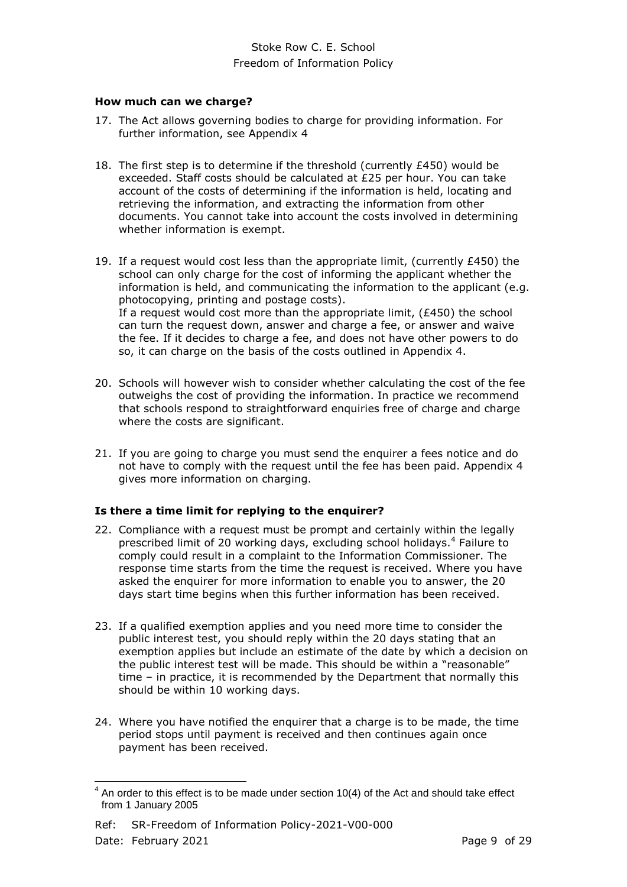### How much can we charge?

17. The Act allows governing bodies to charge for providing information. For further information, see Appendix 4

18. The first step is to determine if the threshold (currently £450) would be exceeded. Staff costs should be calculated at £25 per hour. You can take account of the costs of determining if the information is held, locating and retrieving the information, and extracting the information from other documents. You cannot take into account the costs involved in determining whether information is exempt.

19. If a request would cost less than the appropriate limit, (currently £450) the school can only charge for the cost of informing the applicant whether the information is held, and communicating the information to the applicant (e.g. photocopying, printing and postage costs).
    If a request would cost more than the appropriate limit, (£450) the school can turn the request down, answer and charge a fee, or answer and waive the fee. If it decides to charge a fee, and does not have other powers to do so, it can charge on the basis of the costs outlined in Appendix 4.

20. Schools will however wish to consider whether calculating the cost of the fee outweighs the cost of providing the information. In practice we recommend that schools respond to straightforward enquiries free of charge and charge where the costs are significant.

21. If you are going to charge you must send the enquirer a fees notice and do not have to comply with the request until the fee has been paid. Appendix 4 gives more information on charging.

### Is there a time limit for replying to the enquirer?

22. Compliance with a request must be prompt and certainly within the legally prescribed limit of 20 working days, excluding school holidays.[4] Failure to comply could result in a complaint to the Information Commissioner. The response time starts from the time the request is received. Where you have asked the enquirer for more information to enable you to answer, the 20 days start time begins when this further information has been received.

23. If a qualified exemption applies and you need more time to consider the public interest test, you should reply within the 20 days stating that an exemption applies but include an estimate of the date by which a decision on the public interest test will be made. This should be within a "reasonable" time – in practice, it is recommended by the Department that normally this should be within 10 working days.

24. Where you have notified the enquirer that a charge is to be made, the time period stops until payment is received and then continues again once payment has been received.

---

[4] An order to this effect is to be made under section 10(4) of the Act and should take effect from 1 January 2005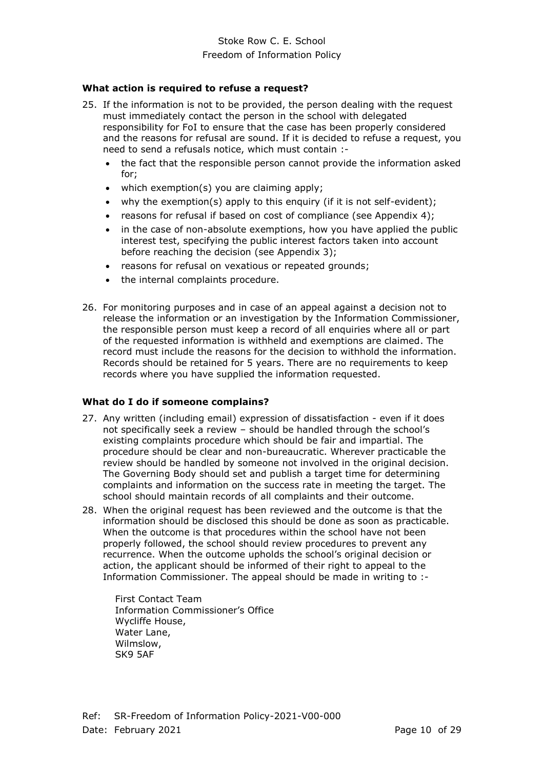### What action is required to refuse a request?

25. If the information is not to be provided, the person dealing with the request must immediately contact the person in the school with delegated responsibility for FoI to ensure that the case has been properly considered and the reasons for refusal are sound. If it is decided to refuse a request, you need to send a refusals notice, which must contain :-
    - the fact that the responsible person cannot provide the information asked for;
    - which exemption(s) you are claiming apply;
    - why the exemption(s) apply to this enquiry (if it is not self-evident);
    - reasons for refusal if based on cost of compliance (see Appendix 4);
    - in the case of non-absolute exemptions, how you have applied the public interest test, specifying the public interest factors taken into account before reaching the decision (see Appendix 3);
    - reasons for refusal on vexatious or repeated grounds;
    - the internal complaints procedure.

26. For monitoring purposes and in case of an appeal against a decision not to release the information or an investigation by the Information Commissioner, the responsible person must keep a record of all enquiries where all or part of the requested information is withheld and exemptions are claimed. The record must include the reasons for the decision to withhold the information. Records should be retained for 5 years. There are no requirements to keep records where you have supplied the information requested.

### What do I do if someone complains?

27. Any written (including email) expression of dissatisfaction - even if it does not specifically seek a review – should be handled through the school's existing complaints procedure which should be fair and impartial. The procedure should be clear and non-bureaucratic. Wherever practicable the review should be handled by someone not involved in the original decision. The Governing Body should set and publish a target time for determining complaints and information on the success rate in meeting the target. The school should maintain records of all complaints and their outcome.

28. When the original request has been reviewed and the outcome is that the information should be disclosed this should be done as soon as practicable. When the outcome is that procedures within the school have not been properly followed, the school should review procedures to prevent any recurrence. When the outcome upholds the school's original decision or action, the applicant should be informed of their right to appeal to the Information Commissioner. The appeal should be made in writing to :-

    First Contact Team
    Information Commissioner's Office
    Wycliffe House,
    Water Lane,
    Wilmslow,
    SK9 5AF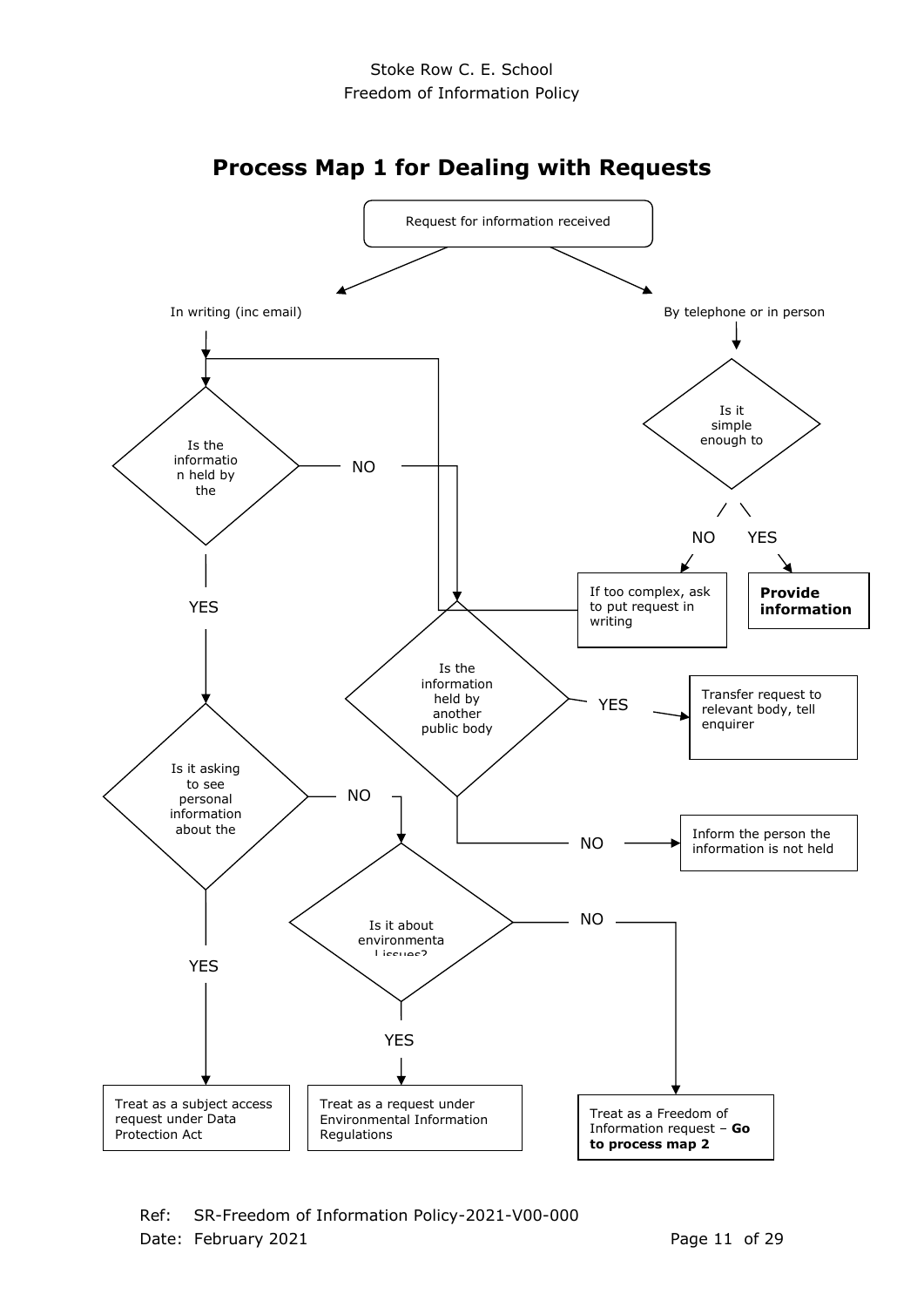## Process Map 1 for Dealing with Requests

Request for information received

In writing (inc email)

By telephone or in person

Is it simple enough to

NO

YES

If too complex, ask to put request in writing

**Provide information**

Is the informatio n held by the

NO

YES

Is the information held by another public body

YES

Transfer request to relevant body, tell enquirer

NO

Inform the person the information is not held

Is it asking to see personal information about the

NO

YES

Treat as a subject access request under Data Protection Act

Is it about environmenta l issues?

YES

Treat as a request under Environmental Information Regulations

NO

Treat as a Freedom of Information request – **Go to process map 2**

Ref: SR-Freedom of Information Policy-2021-V00-000
Date: February 2021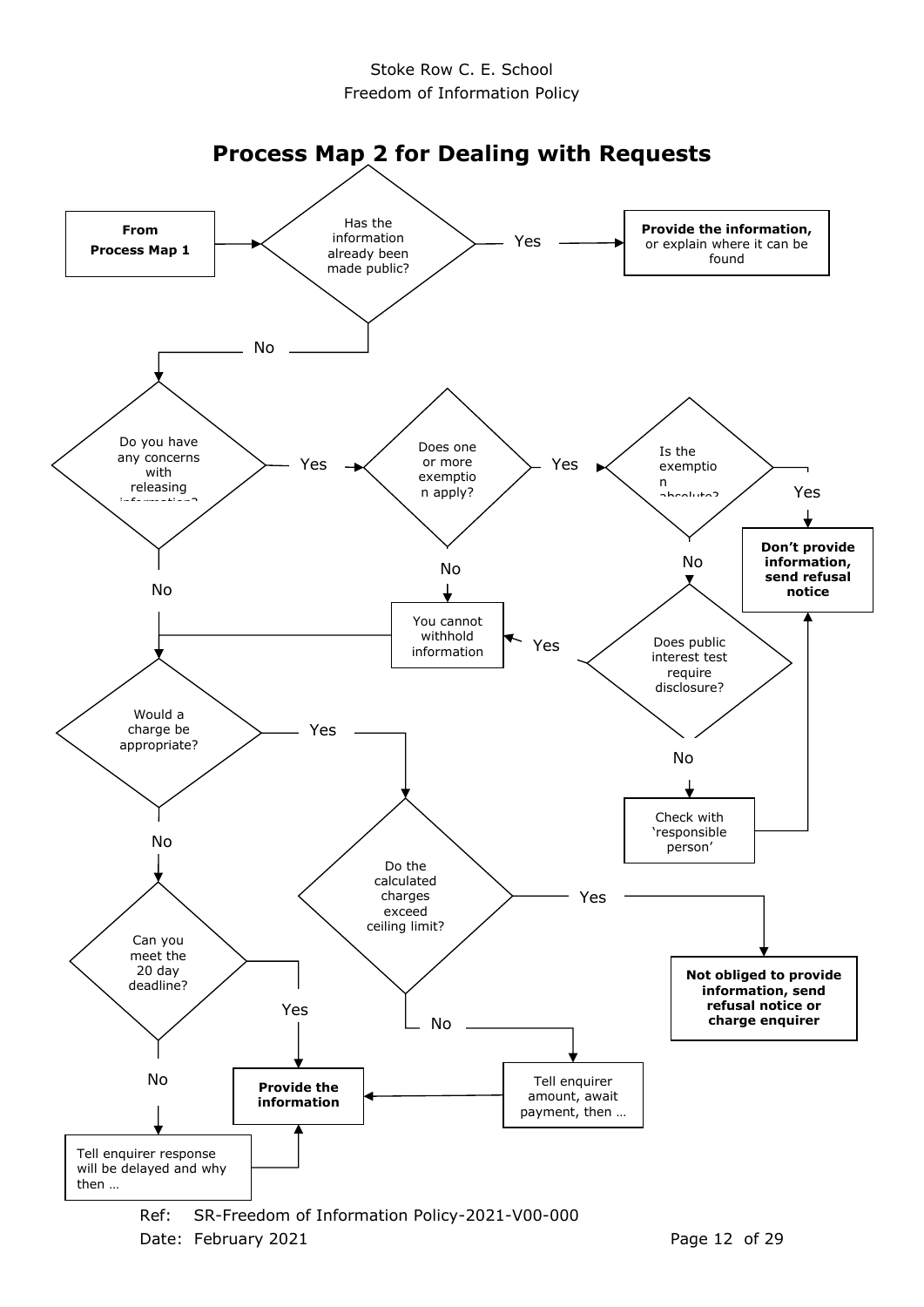# Process Map 2 for Dealing with Requests

**From Process Map 1**

Has the information already been made public?

- Yes → **Provide the information,** or explain where it can be found
- No → Do you have any concerns with releasing information?
  - Yes → Does one or more exemption apply?
    - Yes → Is the exemption absolute?
      - Yes → **Don't provide information, send refusal notice**
      - No → Does public interest test require disclosure?
        - Yes → You cannot withhold information
        - No → Check with 'responsible person' → **Don't provide information, send refusal notice**
    - No → You cannot withhold information
  - No → Would a charge be appropriate?

You cannot withhold information → Would a charge be appropriate?

Would a charge be appropriate?

- Yes → Do the calculated charges exceed ceiling limit?
  - Yes → **Not obliged to provide information, send refusal notice or charge enquirer**
  - No → Tell enquirer amount, await payment, then … → **Provide the information**
- No → Can you meet the 20 day deadline?
  - Yes → **Provide the information**
  - No → Tell enquirer response will be delayed and why then … → **Provide the information**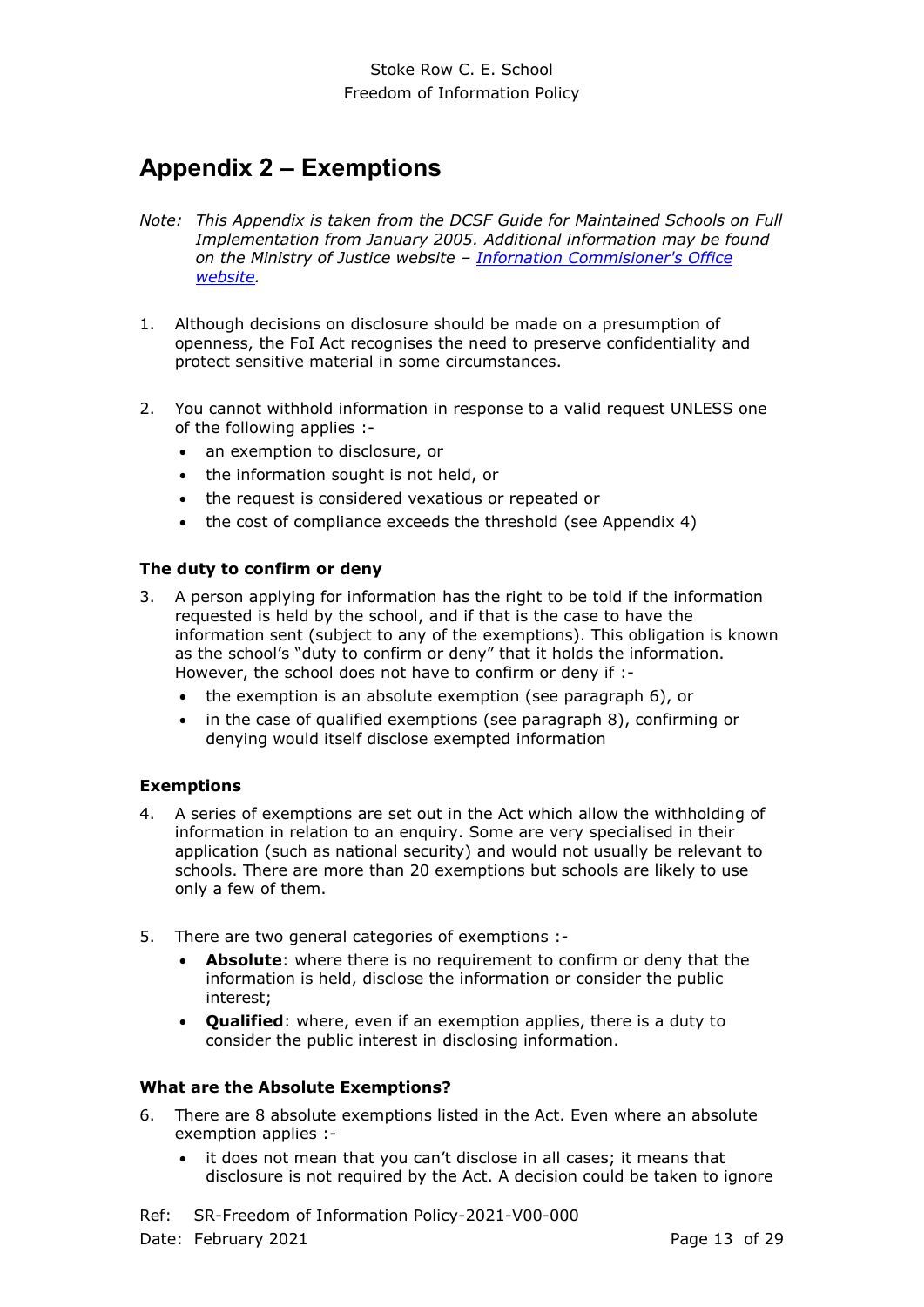## Appendix 2 – Exemptions

*Note: This Appendix is taken from the DCSF Guide for Maintained Schools on Full Implementation from January 2005. Additional information may be found on the Ministry of Justice website – [Infornation Commisioner's Office website](#).*

1. Although decisions on disclosure should be made on a presumption of openness, the FoI Act recognises the need to preserve confidentiality and protect sensitive material in some circumstances.

2. You cannot withhold information in response to a valid request UNLESS one of the following applies :-
   - an exemption to disclosure, or
   - the information sought is not held, or
   - the request is considered vexatious or repeated or
   - the cost of compliance exceeds the threshold (see Appendix 4)

### The duty to confirm or deny

3. A person applying for information has the right to be told if the information requested is held by the school, and if that is the case to have the information sent (subject to any of the exemptions). This obligation is known as the school's "duty to confirm or deny" that it holds the information. However, the school does not have to confirm or deny if :-
   - the exemption is an absolute exemption (see paragraph 6), or
   - in the case of qualified exemptions (see paragraph 8), confirming or denying would itself disclose exempted information

### Exemptions

4. A series of exemptions are set out in the Act which allow the withholding of information in relation to an enquiry. Some are very specialised in their application (such as national security) and would not usually be relevant to schools. There are more than 20 exemptions but schools are likely to use only a few of them.

5. There are two general categories of exemptions :-
   - **Absolute**: where there is no requirement to confirm or deny that the information is held, disclose the information or consider the public interest;
   - **Qualified**: where, even if an exemption applies, there is a duty to consider the public interest in disclosing information.

### What are the Absolute Exemptions?

6. There are 8 absolute exemptions listed in the Act. Even where an absolute exemption applies :-
   - it does not mean that you can't disclose in all cases; it means that disclosure is not required by the Act. A decision could be taken to ignore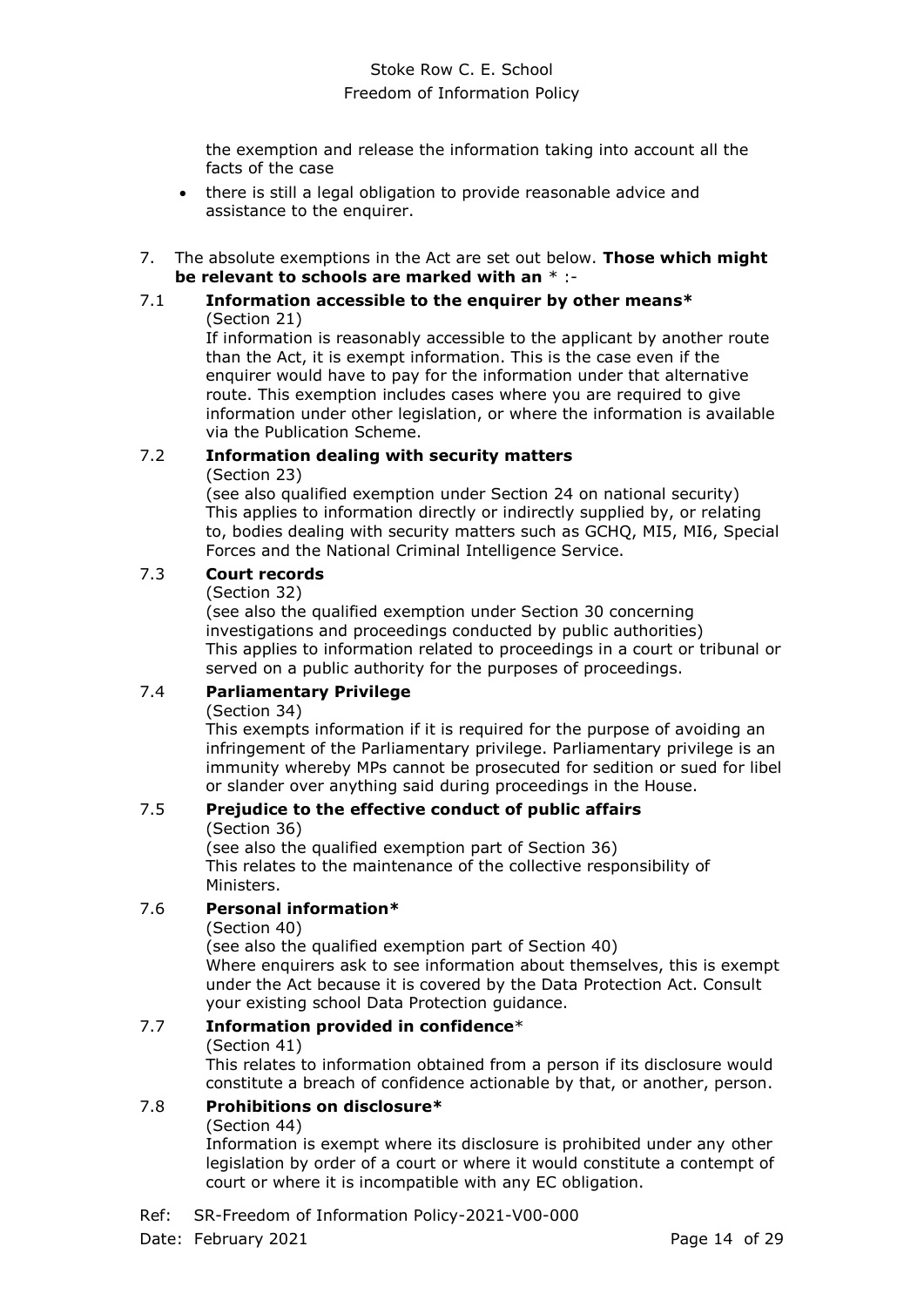the exemption and release the information taking into account all the facts of the case

- there is still a legal obligation to provide reasonable advice and assistance to the enquirer.

7. The absolute exemptions in the Act are set out below. **Those which might be relevant to schools are marked with an** * :-

7.1 **Information accessible to the enquirer by other means***
(Section 21)
If information is reasonably accessible to the applicant by another route than the Act, it is exempt information. This is the case even if the enquirer would have to pay for the information under that alternative route. This exemption includes cases where you are required to give information under other legislation, or where the information is available via the Publication Scheme.

7.2 **Information dealing with security matters**
(Section 23)
(see also qualified exemption under Section 24 on national security)
This applies to information directly or indirectly supplied by, or relating to, bodies dealing with security matters such as GCHQ, MI5, MI6, Special Forces and the National Criminal Intelligence Service.

7.3 **Court records**
(Section 32)
(see also the qualified exemption under Section 30 concerning investigations and proceedings conducted by public authorities)
This applies to information related to proceedings in a court or tribunal or served on a public authority for the purposes of proceedings.

7.4 **Parliamentary Privilege**
(Section 34)
This exempts information if it is required for the purpose of avoiding an infringement of the Parliamentary privilege. Parliamentary privilege is an immunity whereby MPs cannot be prosecuted for sedition or sued for libel or slander over anything said during proceedings in the House.

7.5 **Prejudice to the effective conduct of public affairs**
(Section 36)
(see also the qualified exemption part of Section 36)
This relates to the maintenance of the collective responsibility of Ministers.

7.6 **Personal information***
(Section 40)
(see also the qualified exemption part of Section 40)
Where enquirers ask to see information about themselves, this is exempt under the Act because it is covered by the Data Protection Act. Consult your existing school Data Protection guidance.

7.7 **Information provided in confidence***
(Section 41)
This relates to information obtained from a person if its disclosure would constitute a breach of confidence actionable by that, or another, person.

7.8 **Prohibitions on disclosure***
(Section 44)
Information is exempt where its disclosure is prohibited under any other legislation by order of a court or where it would constitute a contempt of court or where it is incompatible with any EC obligation.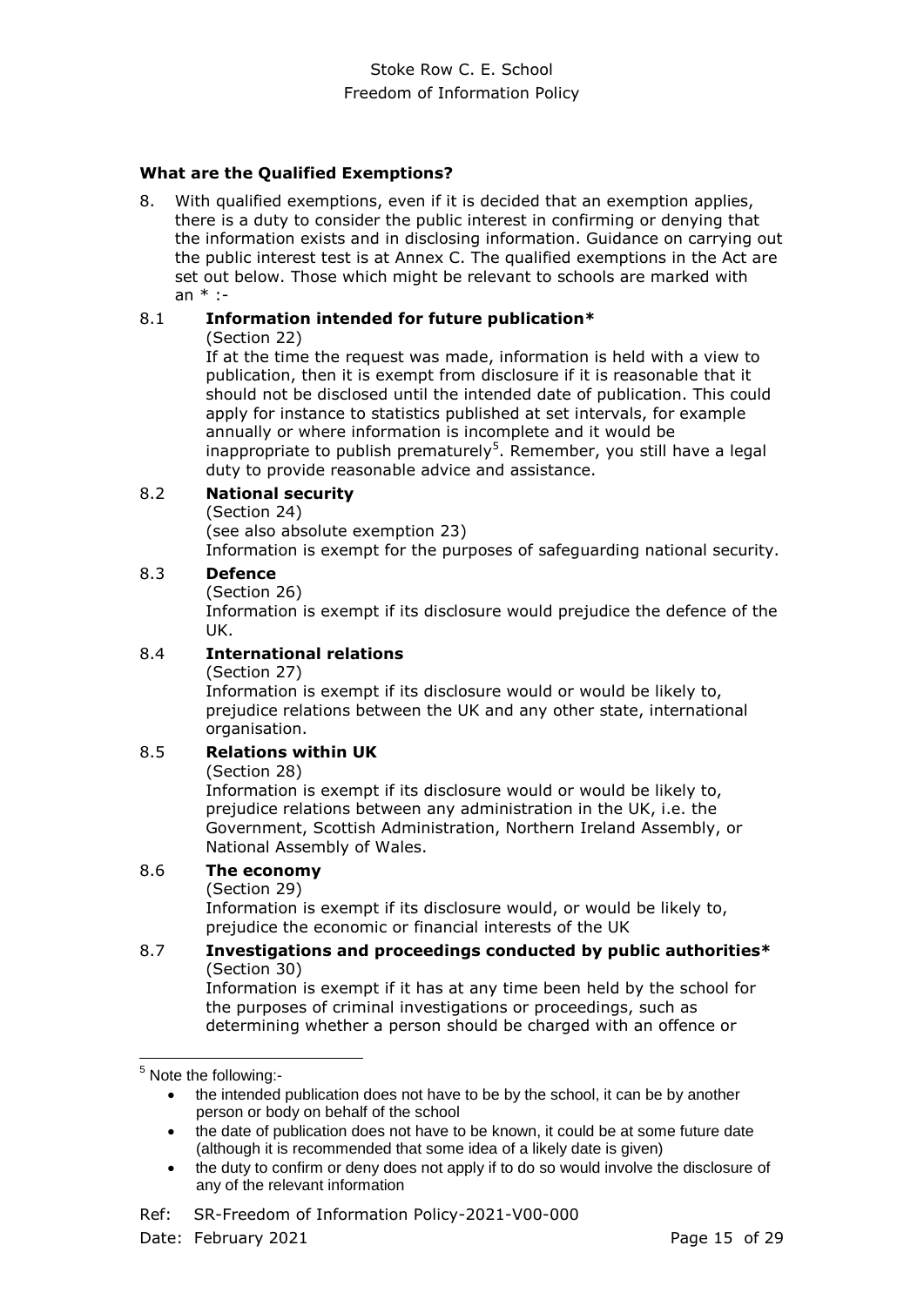### What are the Qualified Exemptions?

8. With qualified exemptions, even if it is decided that an exemption applies, there is a duty to consider the public interest in confirming or denying that the information exists and in disclosing information. Guidance on carrying out the public interest test is at Annex C. The qualified exemptions in the Act are set out below. Those which might be relevant to schools are marked with an * :-

8.1 **Information intended for future publication***
(Section 22)
If at the time the request was made, information is held with a view to publication, then it is exempt from disclosure if it is reasonable that it should not be disclosed until the intended date of publication. This could apply for instance to statistics published at set intervals, for example annually or where information is incomplete and it would be inappropriate to publish prematurely[5]. Remember, you still have a legal duty to provide reasonable advice and assistance.

8.2 **National security**
(Section 24)
(see also absolute exemption 23)
Information is exempt for the purposes of safeguarding national security.

8.3 **Defence**
(Section 26)
Information is exempt if its disclosure would prejudice the defence of the UK.

8.4 **International relations**
(Section 27)
Information is exempt if its disclosure would or would be likely to, prejudice relations between the UK and any other state, international organisation.

8.5 **Relations within UK**
(Section 28)
Information is exempt if its disclosure would or would be likely to, prejudice relations between any administration in the UK, i.e. the Government, Scottish Administration, Northern Ireland Assembly, or National Assembly of Wales.

8.6 **The economy**
(Section 29)
Information is exempt if its disclosure would, or would be likely to, prejudice the economic or financial interests of the UK

8.7 **Investigations and proceedings conducted by public authorities***
(Section 30)
Information is exempt if it has at any time been held by the school for the purposes of criminal investigations or proceedings, such as determining whether a person should be charged with an offence or

---

[5] Note the following:-

- the intended publication does not have to be by the school, it can be by another person or body on behalf of the school
- the date of publication does not have to be known, it could be at some future date (although it is recommended that some idea of a likely date is given)
- the duty to confirm or deny does not apply if to do so would involve the disclosure of any of the relevant information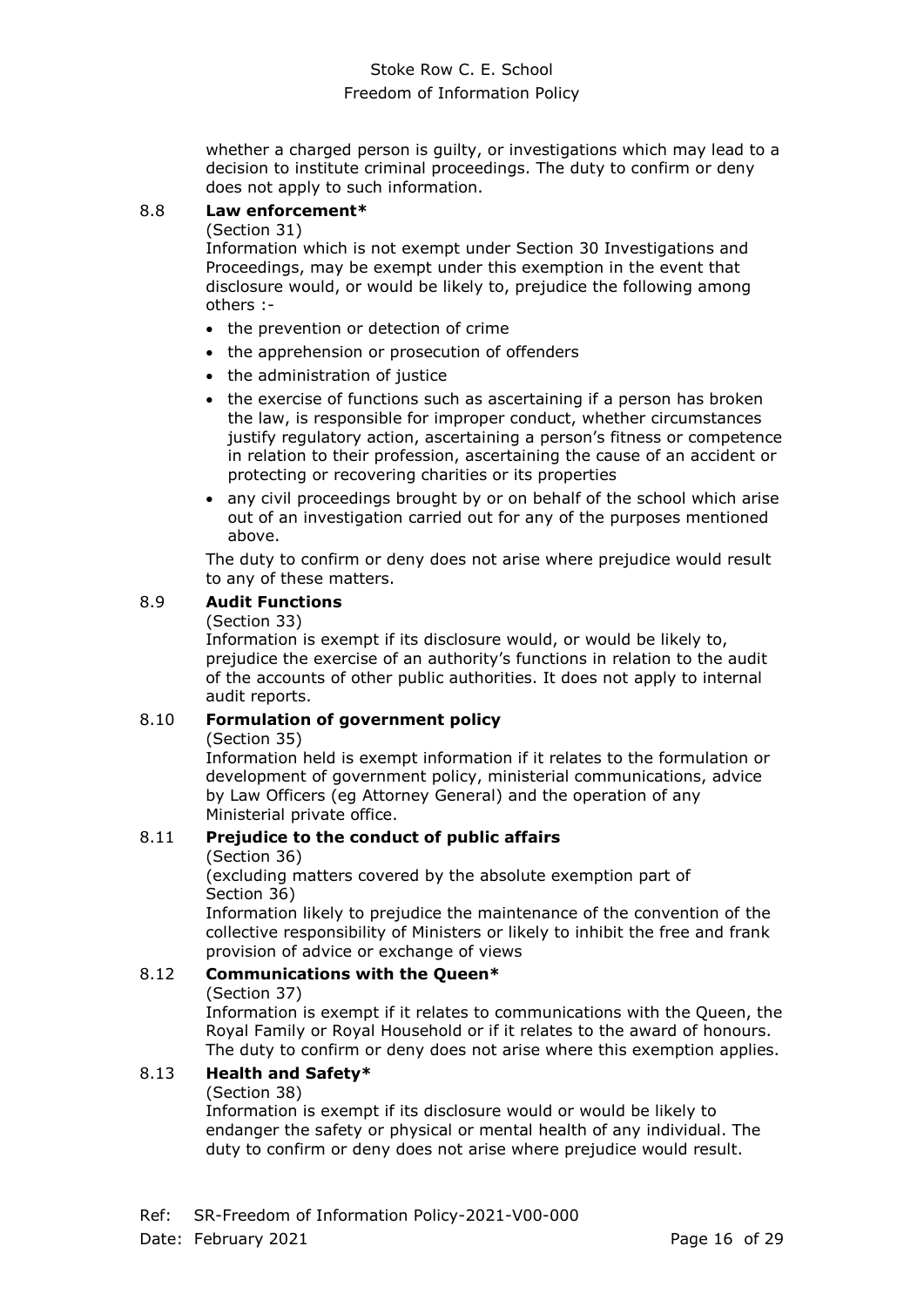whether a charged person is guilty, or investigations which may lead to a decision to institute criminal proceedings. The duty to confirm or deny does not apply to such information.

8.8 **Law enforcement***

(Section 31)

Information which is not exempt under Section 30 Investigations and Proceedings, may be exempt under this exemption in the event that disclosure would, or would be likely to, prejudice the following among others :-

- the prevention or detection of crime
- the apprehension or prosecution of offenders
- the administration of justice
- the exercise of functions such as ascertaining if a person has broken the law, is responsible for improper conduct, whether circumstances justify regulatory action, ascertaining a person's fitness or competence in relation to their profession, ascertaining the cause of an accident or protecting or recovering charities or its properties
- any civil proceedings brought by or on behalf of the school which arise out of an investigation carried out for any of the purposes mentioned above.

The duty to confirm or deny does not arise where prejudice would result to any of these matters.

8.9 **Audit Functions**

(Section 33)

Information is exempt if its disclosure would, or would be likely to, prejudice the exercise of an authority's functions in relation to the audit of the accounts of other public authorities. It does not apply to internal audit reports.

8.10 **Formulation of government policy**

(Section 35)

Information held is exempt information if it relates to the formulation or development of government policy, ministerial communications, advice by Law Officers (eg Attorney General) and the operation of any Ministerial private office.

8.11 **Prejudice to the conduct of public affairs**

(Section 36)

(excluding matters covered by the absolute exemption part of Section 36)

Information likely to prejudice the maintenance of the convention of the collective responsibility of Ministers or likely to inhibit the free and frank provision of advice or exchange of views

8.12 **Communications with the Queen***

(Section 37)

Information is exempt if it relates to communications with the Queen, the Royal Family or Royal Household or if it relates to the award of honours. The duty to confirm or deny does not arise where this exemption applies.

8.13 **Health and Safety***

(Section 38)

Information is exempt if its disclosure would or would be likely to endanger the safety or physical or mental health of any individual. The duty to confirm or deny does not arise where prejudice would result.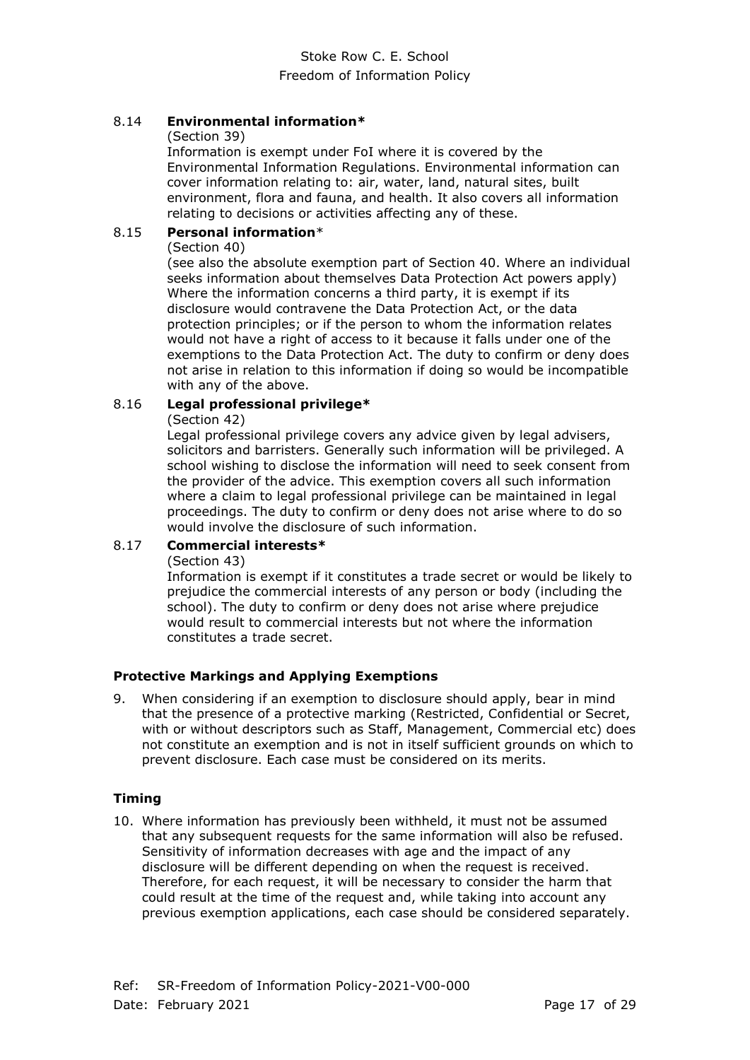8.14 **Environmental information***

(Section 39)

Information is exempt under FoI where it is covered by the Environmental Information Regulations. Environmental information can cover information relating to: air, water, land, natural sites, built environment, flora and fauna, and health. It also covers all information relating to decisions or activities affecting any of these.

8.15 **Personal information***

(Section 40)

(see also the absolute exemption part of Section 40. Where an individual seeks information about themselves Data Protection Act powers apply) Where the information concerns a third party, it is exempt if its disclosure would contravene the Data Protection Act, or the data protection principles; or if the person to whom the information relates would not have a right of access to it because it falls under one of the exemptions to the Data Protection Act. The duty to confirm or deny does not arise in relation to this information if doing so would be incompatible with any of the above.

8.16 **Legal professional privilege***

(Section 42)

Legal professional privilege covers any advice given by legal advisers, solicitors and barristers. Generally such information will be privileged. A school wishing to disclose the information will need to seek consent from the provider of the advice. This exemption covers all such information where a claim to legal professional privilege can be maintained in legal proceedings. The duty to confirm or deny does not arise where to do so would involve the disclosure of such information.

8.17 **Commercial interests***

(Section 43)

Information is exempt if it constitutes a trade secret or would be likely to prejudice the commercial interests of any person or body (including the school). The duty to confirm or deny does not arise where prejudice would result to commercial interests but not where the information constitutes a trade secret.

### Protective Markings and Applying Exemptions

9. When considering if an exemption to disclosure should apply, bear in mind that the presence of a protective marking (Restricted, Confidential or Secret, with or without descriptors such as Staff, Management, Commercial etc) does not constitute an exemption and is not in itself sufficient grounds on which to prevent disclosure. Each case must be considered on its merits.

### Timing

10. Where information has previously been withheld, it must not be assumed that any subsequent requests for the same information will also be refused. Sensitivity of information decreases with age and the impact of any disclosure will be different depending on when the request is received. Therefore, for each request, it will be necessary to consider the harm that could result at the time of the request and, while taking into account any previous exemption applications, each case should be considered separately.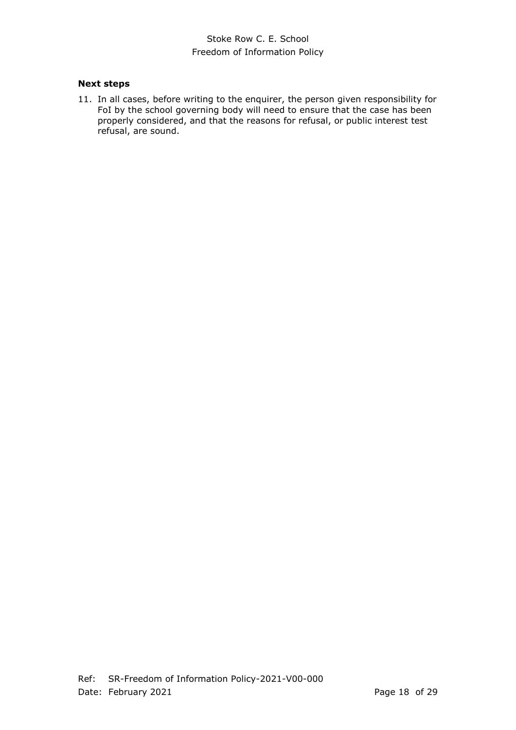**Next steps**

11. In all cases, before writing to the enquirer, the person given responsibility for FoI by the school governing body will need to ensure that the case has been properly considered, and that the reasons for refusal, or public interest test refusal, are sound.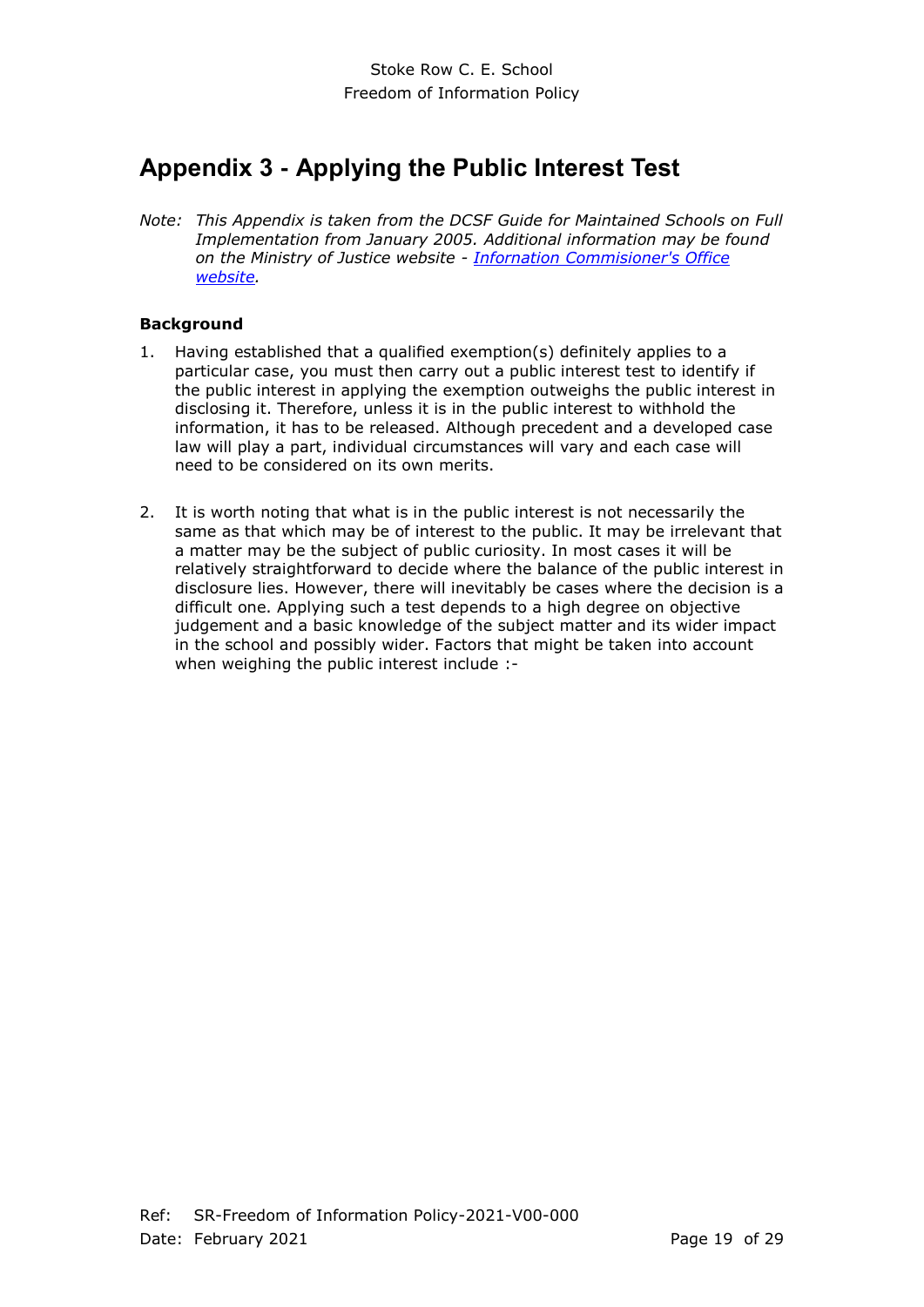# Appendix 3 - Applying the Public Interest Test

*Note: This Appendix is taken from the DCSF Guide for Maintained Schools on Full Implementation from January 2005. Additional information may be found on the Ministry of Justice website - [Infornation Commisioner's Office website](#).*

**Background**

1. Having established that a qualified exemption(s) definitely applies to a particular case, you must then carry out a public interest test to identify if the public interest in applying the exemption outweighs the public interest in disclosing it. Therefore, unless it is in the public interest to withhold the information, it has to be released. Although precedent and a developed case law will play a part, individual circumstances will vary and each case will need to be considered on its own merits.

2. It is worth noting that what is in the public interest is not necessarily the same as that which may be of interest to the public. It may be irrelevant that a matter may be the subject of public curiosity. In most cases it will be relatively straightforward to decide where the balance of the public interest in disclosure lies. However, there will inevitably be cases where the decision is a difficult one. Applying such a test depends to a high degree on objective judgement and a basic knowledge of the subject matter and its wider impact in the school and possibly wider. Factors that might be taken into account when weighing the public interest include :-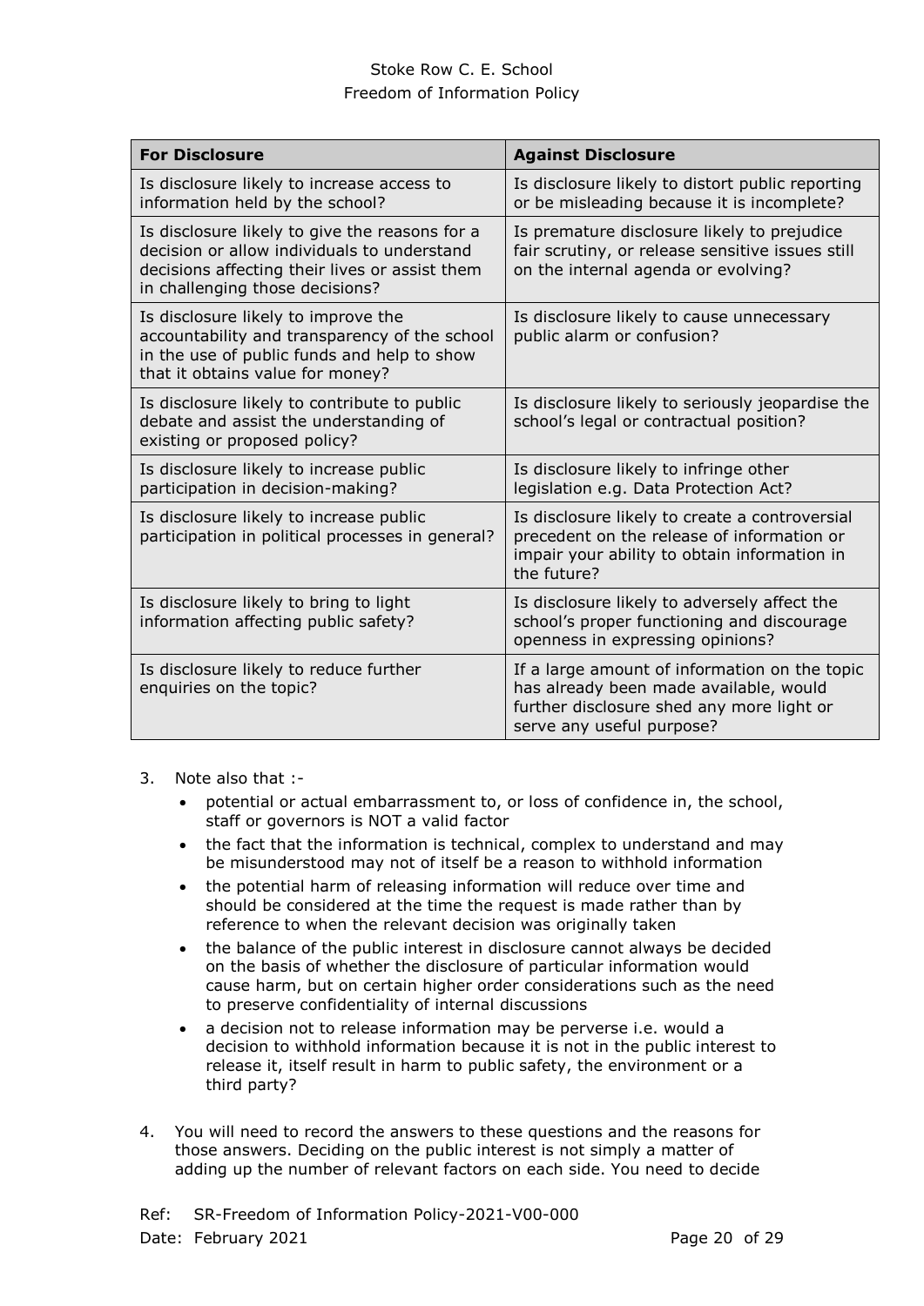| For Disclosure | Against Disclosure |
|---|---|
| Is disclosure likely to increase access to information held by the school? | Is disclosure likely to distort public reporting or be misleading because it is incomplete? |
| Is disclosure likely to give the reasons for a decision or allow individuals to understand decisions affecting their lives or assist them in challenging those decisions? | Is premature disclosure likely to prejudice fair scrutiny, or release sensitive issues still on the internal agenda or evolving? |
| Is disclosure likely to improve the accountability and transparency of the school in the use of public funds and help to show that it obtains value for money? | Is disclosure likely to cause unnecessary public alarm or confusion? |
| Is disclosure likely to contribute to public debate and assist the understanding of existing or proposed policy? | Is disclosure likely to seriously jeopardise the school's legal or contractual position? |
| Is disclosure likely to increase public participation in decision-making? | Is disclosure likely to infringe other legislation e.g. Data Protection Act? |
| Is disclosure likely to increase public participation in political processes in general? | Is disclosure likely to create a controversial precedent on the release of information or impair your ability to obtain information in the future? |
| Is disclosure likely to bring to light information affecting public safety? | Is disclosure likely to adversely affect the school's proper functioning and discourage openness in expressing opinions? |
| Is disclosure likely to reduce further enquiries on the topic? | If a large amount of information on the topic has already been made available, would further disclosure shed any more light or serve any useful purpose? |

3. Note also that :-
   - potential or actual embarrassment to, or loss of confidence in, the school, staff or governors is NOT a valid factor
   - the fact that the information is technical, complex to understand and may be misunderstood may not of itself be a reason to withhold information
   - the potential harm of releasing information will reduce over time and should be considered at the time the request is made rather than by reference to when the relevant decision was originally taken
   - the balance of the public interest in disclosure cannot always be decided on the basis of whether the disclosure of particular information would cause harm, but on certain higher order considerations such as the need to preserve confidentiality of internal discussions
   - a decision not to release information may be perverse i.e. would a decision to withhold information because it is not in the public interest to release it, itself result in harm to public safety, the environment or a third party?

4. You will need to record the answers to these questions and the reasons for those answers. Deciding on the public interest is not simply a matter of adding up the number of relevant factors on each side. You need to decide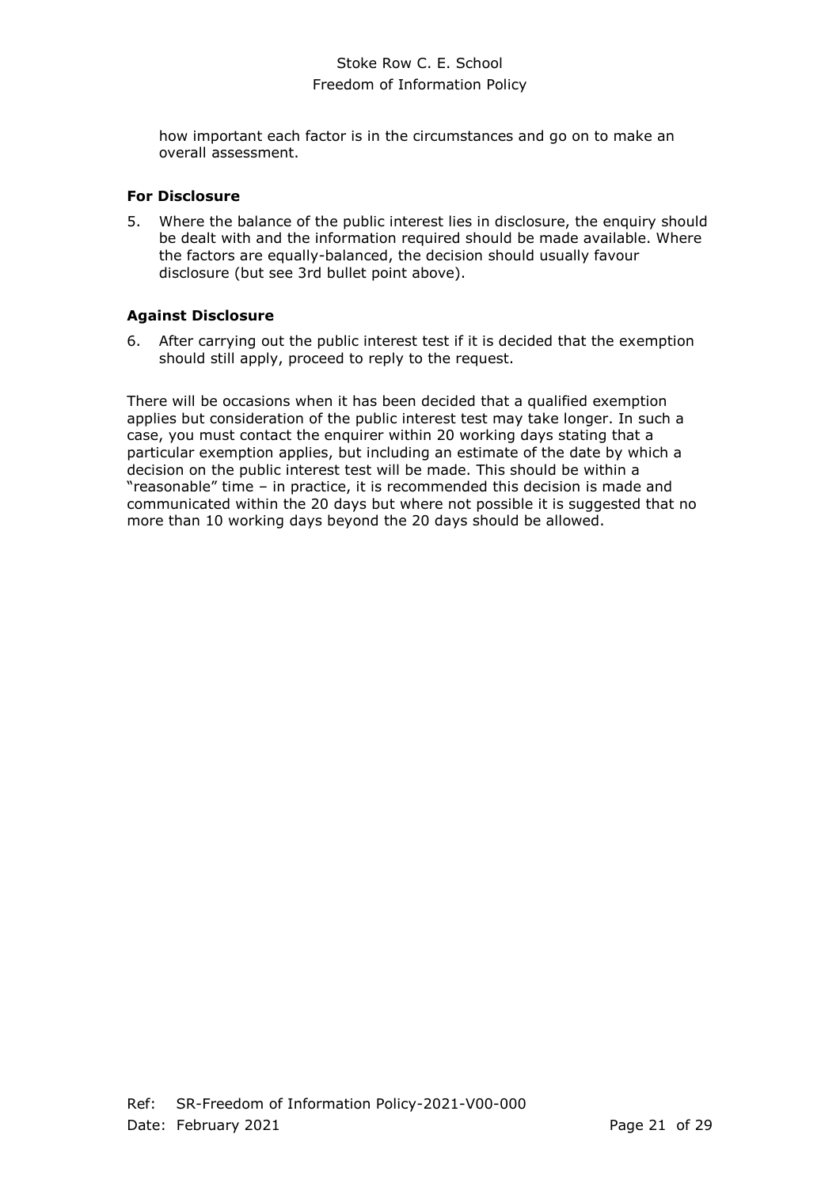how important each factor is in the circumstances and go on to make an overall assessment.

**For Disclosure**

5. Where the balance of the public interest lies in disclosure, the enquiry should be dealt with and the information required should be made available. Where the factors are equally-balanced, the decision should usually favour disclosure (but see 3rd bullet point above).

**Against Disclosure**

6. After carrying out the public interest test if it is decided that the exemption should still apply, proceed to reply to the request.

There will be occasions when it has been decided that a qualified exemption applies but consideration of the public interest test may take longer. In such a case, you must contact the enquirer within 20 working days stating that a particular exemption applies, but including an estimate of the date by which a decision on the public interest test will be made. This should be within a "reasonable" time – in practice, it is recommended this decision is made and communicated within the 20 days but where not possible it is suggested that no more than 10 working days beyond the 20 days should be allowed.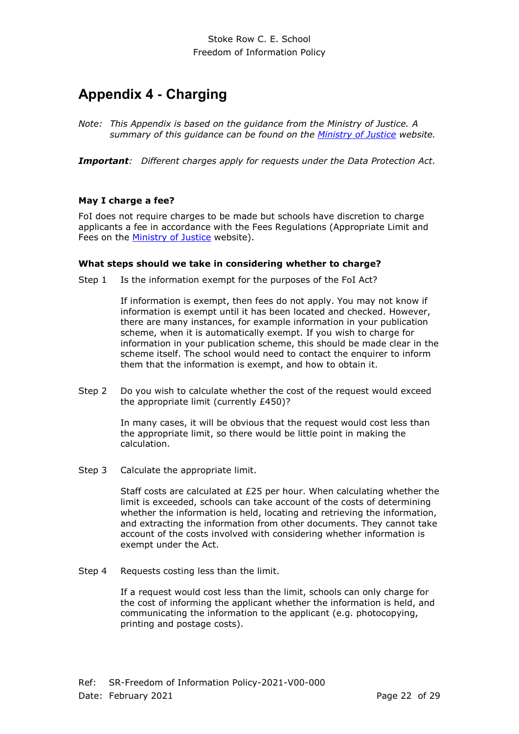## Appendix 4 - Charging

*Note: This Appendix is based on the guidance from the Ministry of Justice. A summary of this guidance can be found on the [Ministry of Justice](#) website.*

***Important**: Different charges apply for requests under the Data Protection Act.*

**May I charge a fee?**

FoI does not require charges to be made but schools have discretion to charge applicants a fee in accordance with the Fees Regulations (Appropriate Limit and Fees on the [Ministry of Justice](#) website).

**What steps should we take in considering whether to charge?**

Step 1 Is the information exempt for the purposes of the FoI Act?

If information is exempt, then fees do not apply. You may not know if information is exempt until it has been located and checked. However, there are many instances, for example information in your publication scheme, when it is automatically exempt. If you wish to charge for information in your publication scheme, this should be made clear in the scheme itself. The school would need to contact the enquirer to inform them that the information is exempt, and how to obtain it.

Step 2 Do you wish to calculate whether the cost of the request would exceed the appropriate limit (currently £450)?

In many cases, it will be obvious that the request would cost less than the appropriate limit, so there would be little point in making the calculation.

Step 3 Calculate the appropriate limit.

Staff costs are calculated at £25 per hour. When calculating whether the limit is exceeded, schools can take account of the costs of determining whether the information is held, locating and retrieving the information, and extracting the information from other documents. They cannot take account of the costs involved with considering whether information is exempt under the Act.

Step 4 Requests costing less than the limit.

If a request would cost less than the limit, schools can only charge for the cost of informing the applicant whether the information is held, and communicating the information to the applicant (e.g. photocopying, printing and postage costs).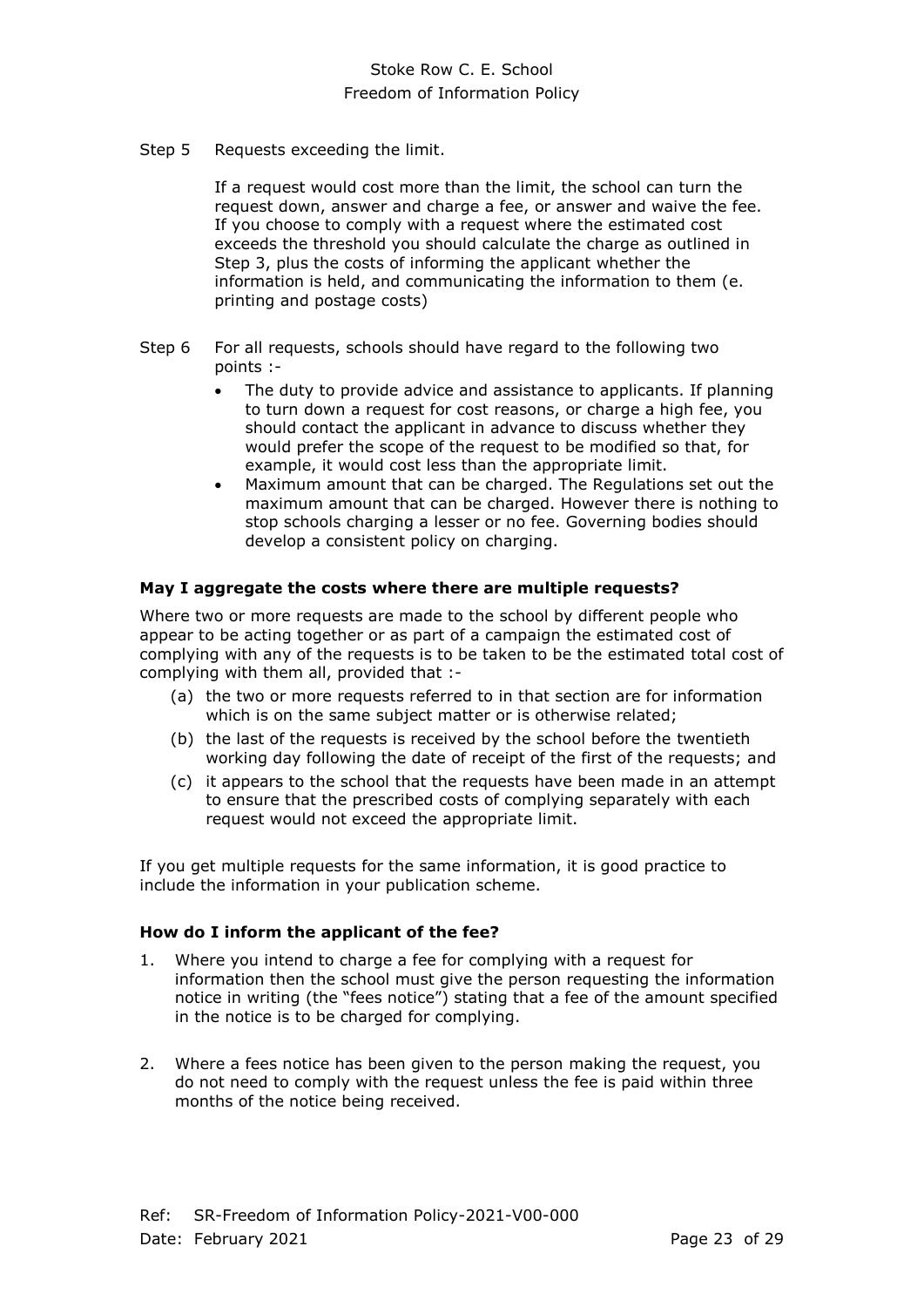Step 5 Requests exceeding the limit.

If a request would cost more than the limit, the school can turn the request down, answer and charge a fee, or answer and waive the fee. If you choose to comply with a request where the estimated cost exceeds the threshold you should calculate the charge as outlined in Step 3, plus the costs of informing the applicant whether the information is held, and communicating the information to them (e. printing and postage costs)

Step 6 For all requests, schools should have regard to the following two points :-

- The duty to provide advice and assistance to applicants. If planning to turn down a request for cost reasons, or charge a high fee, you should contact the applicant in advance to discuss whether they would prefer the scope of the request to be modified so that, for example, it would cost less than the appropriate limit.
- Maximum amount that can be charged. The Regulations set out the maximum amount that can be charged. However there is nothing to stop schools charging a lesser or no fee. Governing bodies should develop a consistent policy on charging.

**May I aggregate the costs where there are multiple requests?**

Where two or more requests are made to the school by different people who appear to be acting together or as part of a campaign the estimated cost of complying with any of the requests is to be taken to be the estimated total cost of complying with them all, provided that :-

(a) the two or more requests referred to in that section are for information which is on the same subject matter or is otherwise related;
(b) the last of the requests is received by the school before the twentieth working day following the date of receipt of the first of the requests; and
(c) it appears to the school that the requests have been made in an attempt to ensure that the prescribed costs of complying separately with each request would not exceed the appropriate limit.

If you get multiple requests for the same information, it is good practice to include the information in your publication scheme.

**How do I inform the applicant of the fee?**

1. Where you intend to charge a fee for complying with a request for information then the school must give the person requesting the information notice in writing (the "fees notice") stating that a fee of the amount specified in the notice is to be charged for complying.

2. Where a fees notice has been given to the person making the request, you do not need to comply with the request unless the fee is paid within three months of the notice being received.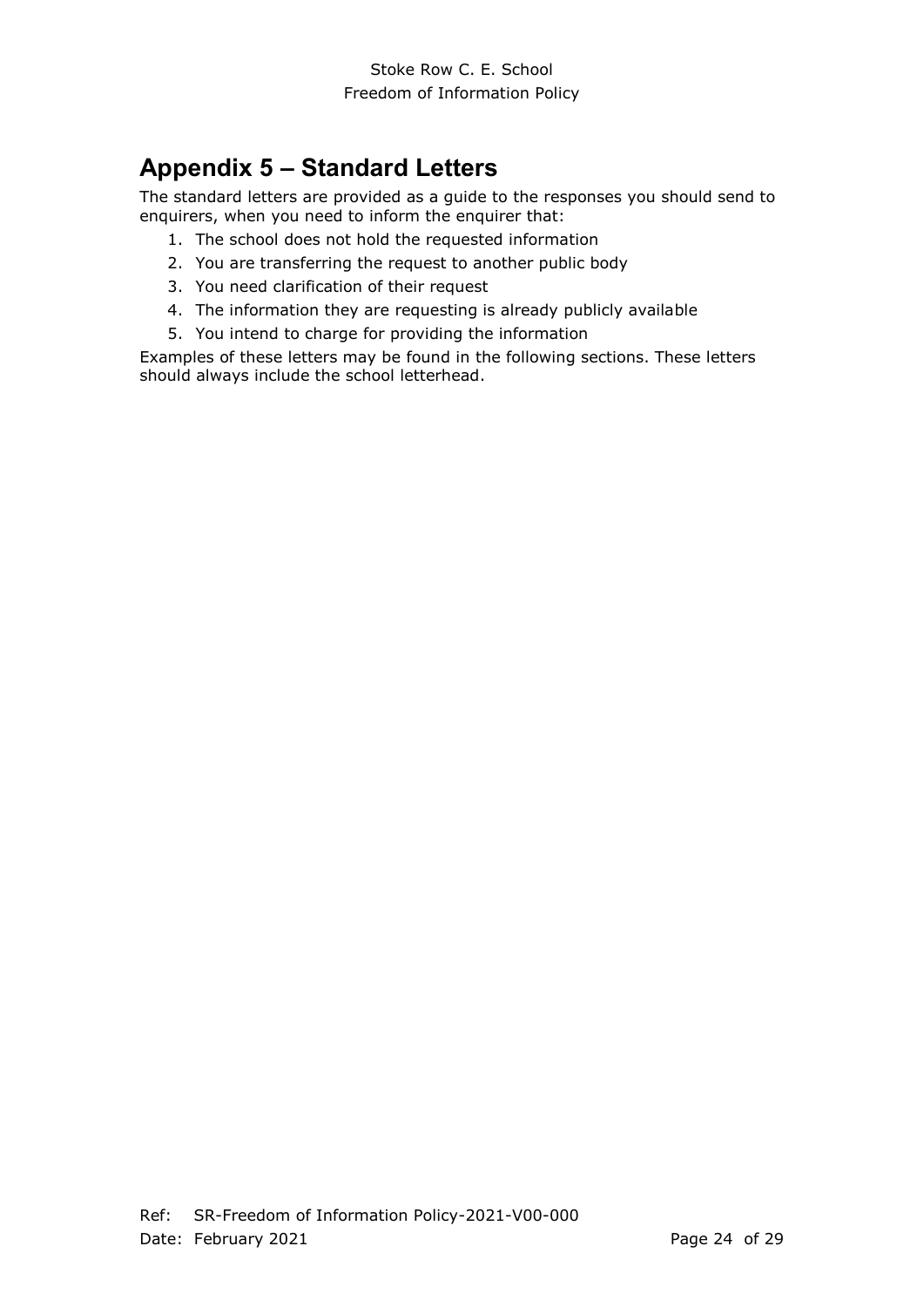## Appendix 5 – Standard Letters

The standard letters are provided as a guide to the responses you should send to enquirers, when you need to inform the enquirer that:

1. The school does not hold the requested information
2. You are transferring the request to another public body
3. You need clarification of their request
4. The information they are requesting is already publicly available
5. You intend to charge for providing the information

Examples of these letters may be found in the following sections. These letters should always include the school letterhead.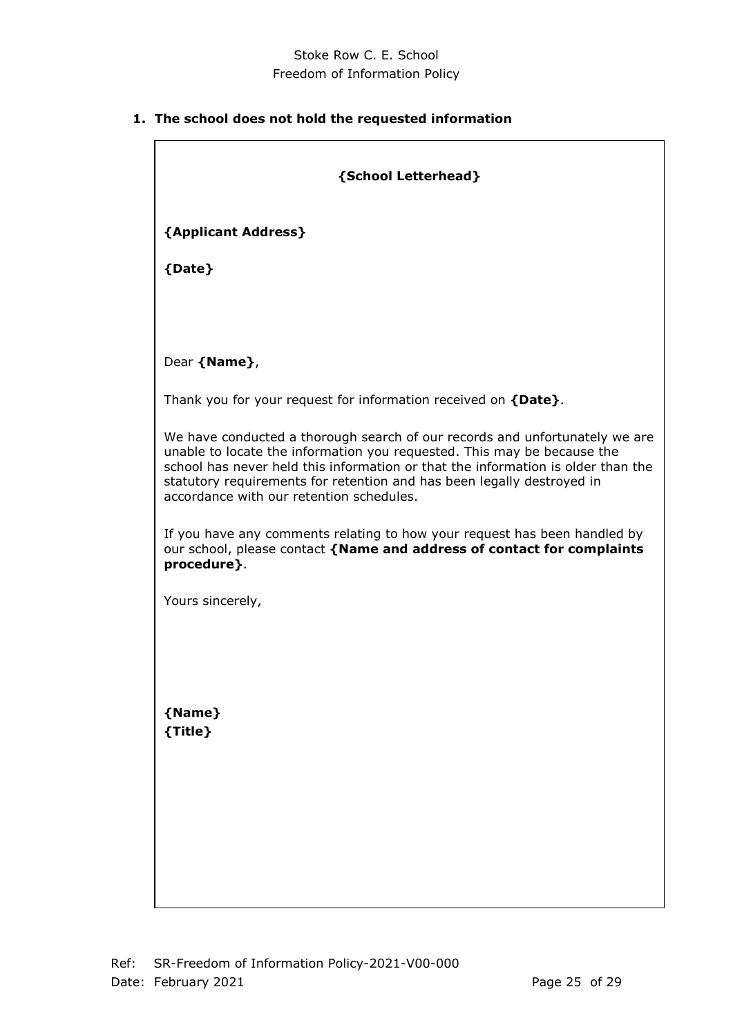## 1. The school does not hold the requested information

**{School Letterhead}**

**{Applicant Address}**

**{Date}**

Dear **{Name}**,

Thank you for your request for information received on **{Date}**.

We have conducted a thorough search of our records and unfortunately we are unable to locate the information you requested. This may be because the school has never held this information or that the information is older than the statutory requirements for retention and has been legally destroyed in accordance with our retention schedules.

If you have any comments relating to how your request has been handled by our school, please contact **{Name and address of contact for complaints procedure}**.

Yours sincerely,

**{Name}**
**{Title}**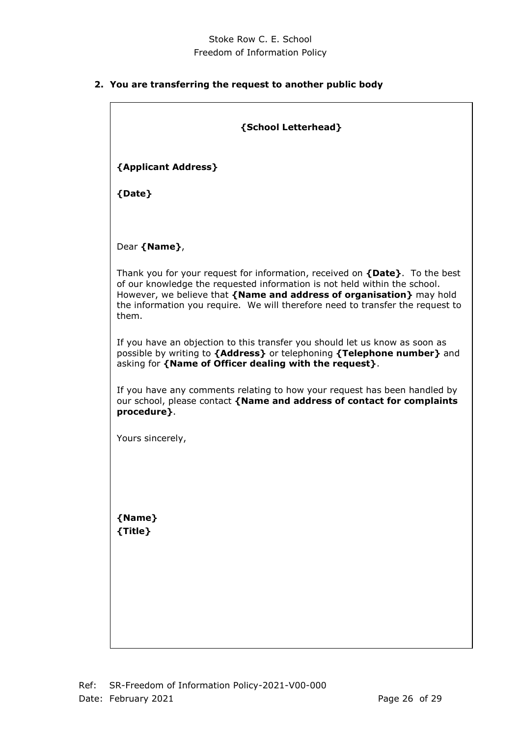**2. You are transferring the request to another public body**

**{School Letterhead}**

**{Applicant Address}**

**{Date}**

Dear **{Name}**,

Thank you for your request for information, received on **{Date}**. To the best of our knowledge the requested information is not held within the school. However, we believe that **{Name and address of organisation}** may hold the information you require. We will therefore need to transfer the request to them.

If you have an objection to this transfer you should let us know as soon as possible by writing to **{Address}** or telephoning **{Telephone number}** and asking for **{Name of Officer dealing with the request}**.

If you have any comments relating to how your request has been handled by our school, please contact **{Name and address of contact for complaints procedure}**.

Yours sincerely,

**{Name}**
**{Title}**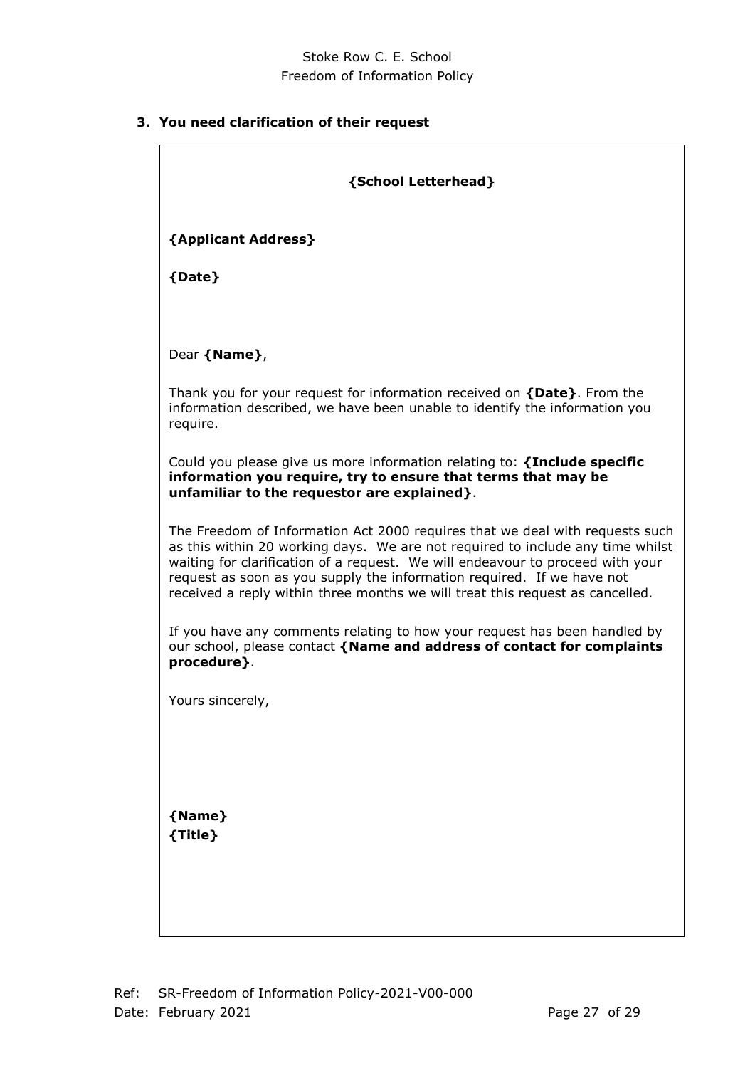### 3. You need clarification of their request

**{School Letterhead}**

**{Applicant Address}**

**{Date}**

Dear **{Name}**,

Thank you for your request for information received on **{Date}**. From the information described, we have been unable to identify the information you require.

Could you please give us more information relating to: **{Include specific information you require, try to ensure that terms that may be unfamiliar to the requestor are explained}**.

The Freedom of Information Act 2000 requires that we deal with requests such as this within 20 working days. We are not required to include any time whilst waiting for clarification of a request. We will endeavour to proceed with your request as soon as you supply the information required. If we have not received a reply within three months we will treat this request as cancelled.

If you have any comments relating to how your request has been handled by our school, please contact **{Name and address of contact for complaints procedure}**.

Yours sincerely,

**{Name}**
**{Title}**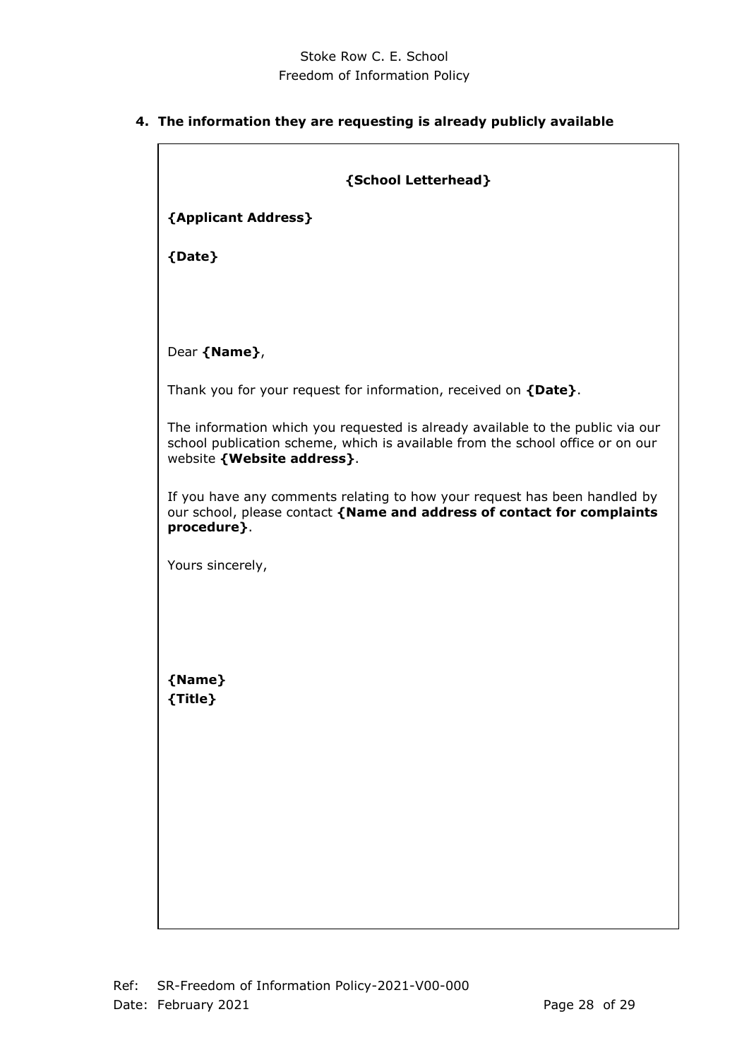## 4. The information they are requesting is already publicly available

**{School Letterhead}**

**{Applicant Address}**

**{Date}**

Dear **{Name}**,

Thank you for your request for information, received on **{Date}**.

The information which you requested is already available to the public via our school publication scheme, which is available from the school office or on our website **{Website address}**.

If you have any comments relating to how your request has been handled by our school, please contact **{Name and address of contact for complaints procedure}**.

Yours sincerely,

**{Name}**
**{Title}**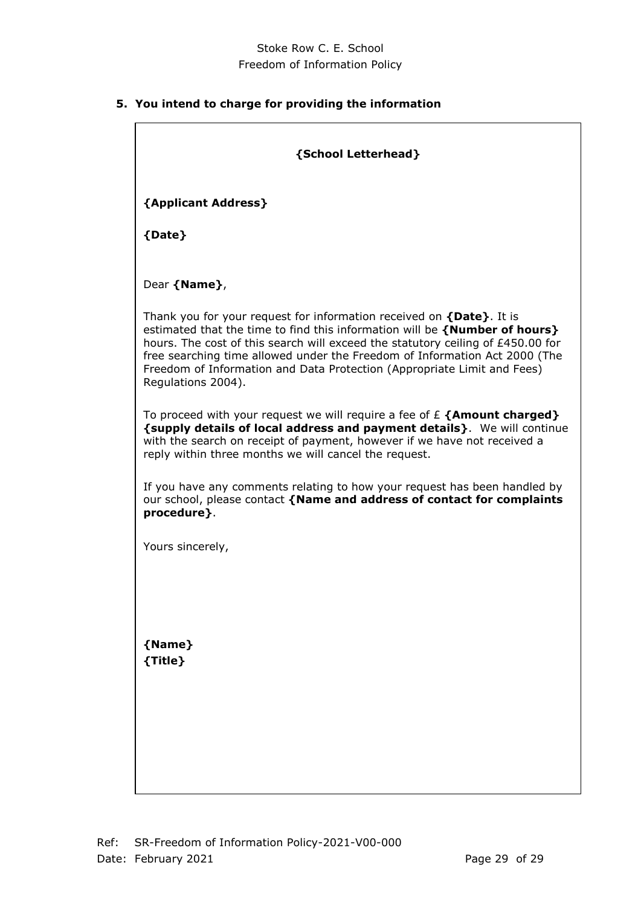### 5. You intend to charge for providing the information

**{School Letterhead}**

**{Applicant Address}**

**{Date}**

Dear **{Name}**,

Thank you for your request for information received on **{Date}**. It is estimated that the time to find this information will be **{Number of hours}** hours. The cost of this search will exceed the statutory ceiling of £450.00 for free searching time allowed under the Freedom of Information Act 2000 (The Freedom of Information and Data Protection (Appropriate Limit and Fees) Regulations 2004).

To proceed with your request we will require a fee of £ **{Amount charged} {supply details of local address and payment details}**. We will continue with the search on receipt of payment, however if we have not received a reply within three months we will cancel the request.

If you have any comments relating to how your request has been handled by our school, please contact **{Name and address of contact for complaints procedure}**.

Yours sincerely,

**{Name}**
**{Title}**